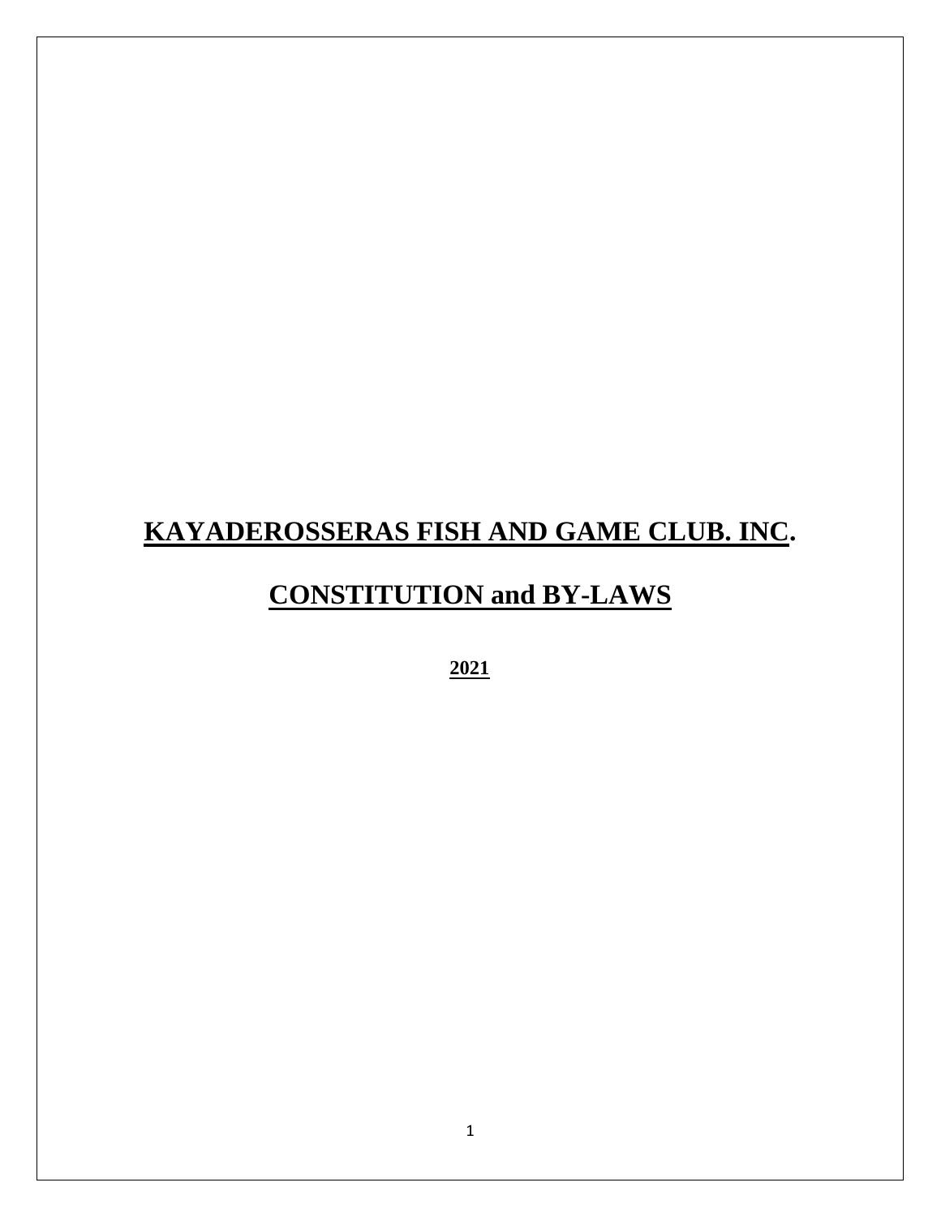# KAYADEROSSERAS FISH AND GAME CLUB. INC.

# CONSTITUTION and BY-LAWS

**2021**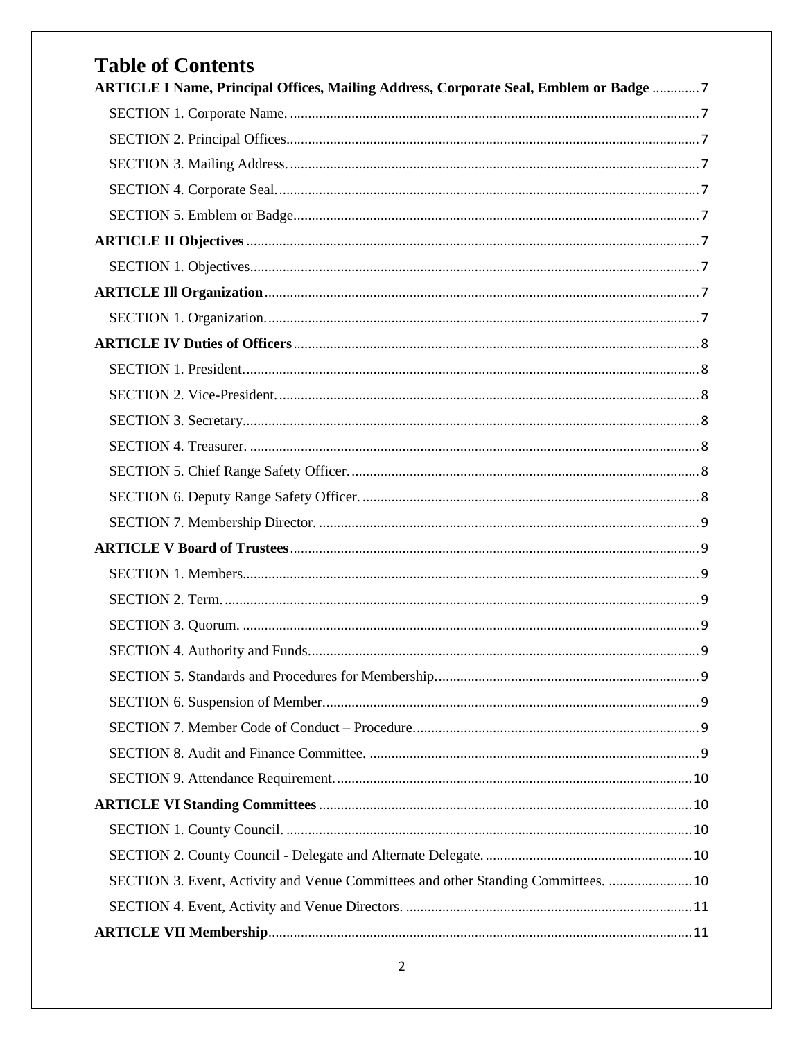# Table of Contents

**ARTICLE I Name, Principal Offices, Mailing Address, Corporate Seal, Emblem or Badge** .......... 7

- SECTION 1. Corporate Name. .......... 7
- SECTION 2. Principal Offices .......... 7
- SECTION 3. Mailing Address. .......... 7
- SECTION 4. Corporate Seal. .......... 7
- SECTION 5. Emblem or Badge .......... 7

**ARTICLE II Objectives** .......... 7

- SECTION 1. Objectives .......... 7

**ARTICLE Ill Organization** .......... 7

- SECTION 1. Organization. .......... 7

**ARTICLE IV Duties of Officers** .......... 8

- SECTION 1. President. .......... 8
- SECTION 2. Vice-President. .......... 8
- SECTION 3. Secretary .......... 8
- SECTION 4. Treasurer. .......... 8
- SECTION 5. Chief Range Safety Officer. .......... 8
- SECTION 6. Deputy Range Safety Officer. .......... 8
- SECTION 7. Membership Director. .......... 9

**ARTICLE V Board of Trustees** .......... 9

- SECTION 1. Members .......... 9
- SECTION 2. Term. .......... 9
- SECTION 3. Quorum. .......... 9
- SECTION 4. Authority and Funds .......... 9
- SECTION 5. Standards and Procedures for Membership. .......... 9
- SECTION 6. Suspension of Member .......... 9
- SECTION 7. Member Code of Conduct – Procedure .......... 9
- SECTION 8. Audit and Finance Committee. .......... 9
- SECTION 9. Attendance Requirement. .......... 10

**ARTICLE VI Standing Committees** .......... 10

- SECTION 1. County Council. .......... 10
- SECTION 2. County Council - Delegate and Alternate Delegate. .......... 10
- SECTION 3. Event, Activity and Venue Committees and other Standing Committees. .......... 10
- SECTION 4. Event, Activity and Venue Directors. .......... 11

**ARTICLE VII Membership** .......... 11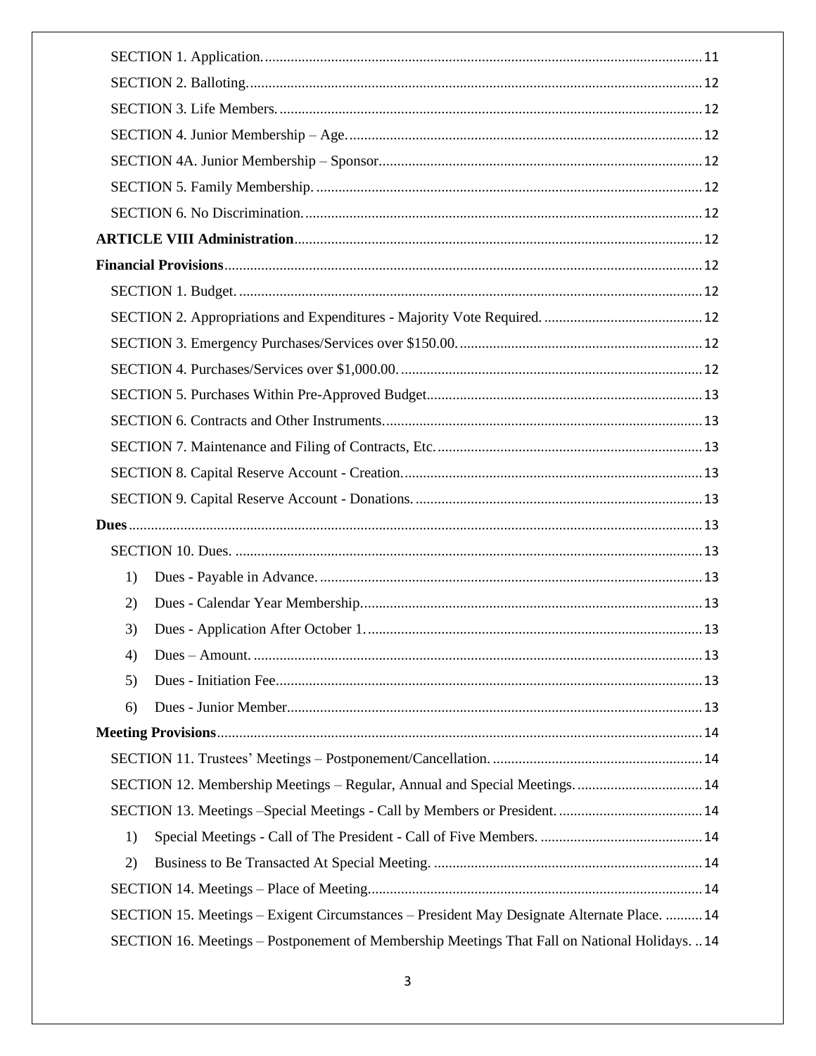SECTION 1. Application. .......... 11

SECTION 2. Balloting. .......... 12

SECTION 3. Life Members. .......... 12

SECTION 4. Junior Membership – Age. .......... 12

SECTION 4A. Junior Membership – Sponsor .......... 12

SECTION 5. Family Membership. .......... 12

SECTION 6. No Discrimination. .......... 12

**ARTICLE VIII Administration** .......... 12

**Financial Provisions** .......... 12

SECTION 1. Budget. .......... 12

SECTION 2. Appropriations and Expenditures - Majority Vote Required. .......... 12

SECTION 3. Emergency Purchases/Services over $150.00. .......... 12

SECTION 4. Purchases/Services over $1,000.00. .......... 12

SECTION 5. Purchases Within Pre-Approved Budget .......... 13

SECTION 6. Contracts and Other Instruments. .......... 13

SECTION 7. Maintenance and Filing of Contracts, Etc. .......... 13

SECTION 8. Capital Reserve Account - Creation. .......... 13

SECTION 9. Capital Reserve Account - Donations. .......... 13

**Dues** .......... 13

SECTION 10. Dues. .......... 13

1) Dues - Payable in Advance. .......... 13
2) Dues - Calendar Year Membership .......... 13
3) Dues - Application After October 1. .......... 13
4) Dues – Amount. .......... 13
5) Dues - Initiation Fee .......... 13
6) Dues - Junior Member .......... 13

**Meeting Provisions** .......... 14

SECTION 11. Trustees' Meetings – Postponement/Cancellation. .......... 14

SECTION 12. Membership Meetings – Regular, Annual and Special Meetings. .......... 14

SECTION 13. Meetings –Special Meetings - Call by Members or President. .......... 14

1) Special Meetings - Call of The President - Call of Five Members. .......... 14
2) Business to Be Transacted At Special Meeting. .......... 14

SECTION 14. Meetings – Place of Meeting .......... 14

SECTION 15. Meetings – Exigent Circumstances – President May Designate Alternate Place. .......... 14

SECTION 16. Meetings – Postponement of Membership Meetings That Fall on National Holidays. .......... 14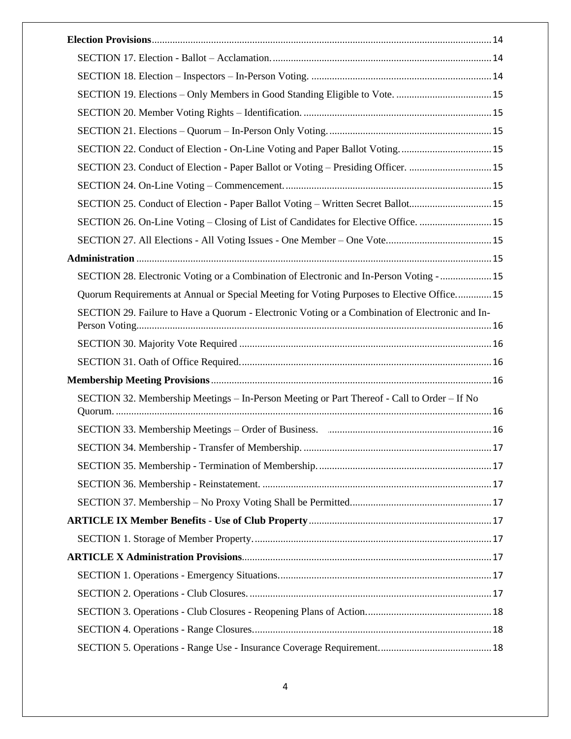**Election Provisions** ..... 14

SECTION 17. Election - Ballot – Acclamation. ..... 14

SECTION 18. Election – Inspectors – In-Person Voting. ..... 14

SECTION 19. Elections – Only Members in Good Standing Eligible to Vote. ..... 15

SECTION 20. Member Voting Rights – Identification. ..... 15

SECTION 21. Elections – Quorum – In-Person Only Voting. ..... 15

SECTION 22. Conduct of Election - On-Line Voting and Paper Ballot Voting. ..... 15

SECTION 23. Conduct of Election - Paper Ballot or Voting – Presiding Officer. ..... 15

SECTION 24. On-Line Voting – Commencement. ..... 15

SECTION 25. Conduct of Election - Paper Ballot Voting – Written Secret Ballot. ..... 15

SECTION 26. On-Line Voting – Closing of List of Candidates for Elective Office. ..... 15

SECTION 27. All Elections - All Voting Issues - One Member – One Vote. ..... 15

**Administration** ..... 15

SECTION 28. Electronic Voting or a Combination of Electronic and In-Person Voting - ..... 15

Quorum Requirements at Annual or Special Meeting for Voting Purposes to Elective Office. ..... 15

SECTION 29. Failure to Have a Quorum - Electronic Voting or a Combination of Electronic and In-Person Voting. ..... 16

SECTION 30. Majority Vote Required ..... 16

SECTION 31. Oath of Office Required. ..... 16

**Membership Meeting Provisions** ..... 16

SECTION 32. Membership Meetings – In-Person Meeting or Part Thereof - Call to Order – If No Quorum. ..... 16

SECTION 33. Membership Meetings – Order of Business. ..... 16

SECTION 34. Membership - Transfer of Membership. ..... 17

SECTION 35. Membership - Termination of Membership. ..... 17

SECTION 36. Membership - Reinstatement. ..... 17

SECTION 37. Membership – No Proxy Voting Shall be Permitted. ..... 17

**ARTICLE IX Member Benefits - Use of Club Property** ..... 17

SECTION 1. Storage of Member Property. ..... 17

**ARTICLE X Administration Provisions** ..... 17

SECTION 1. Operations - Emergency Situations. ..... 17

SECTION 2. Operations - Club Closures. ..... 17

SECTION 3. Operations - Club Closures - Reopening Plans of Action. ..... 18

SECTION 4. Operations - Range Closures. ..... 18

SECTION 5. Operations - Range Use - Insurance Coverage Requirement. ..... 18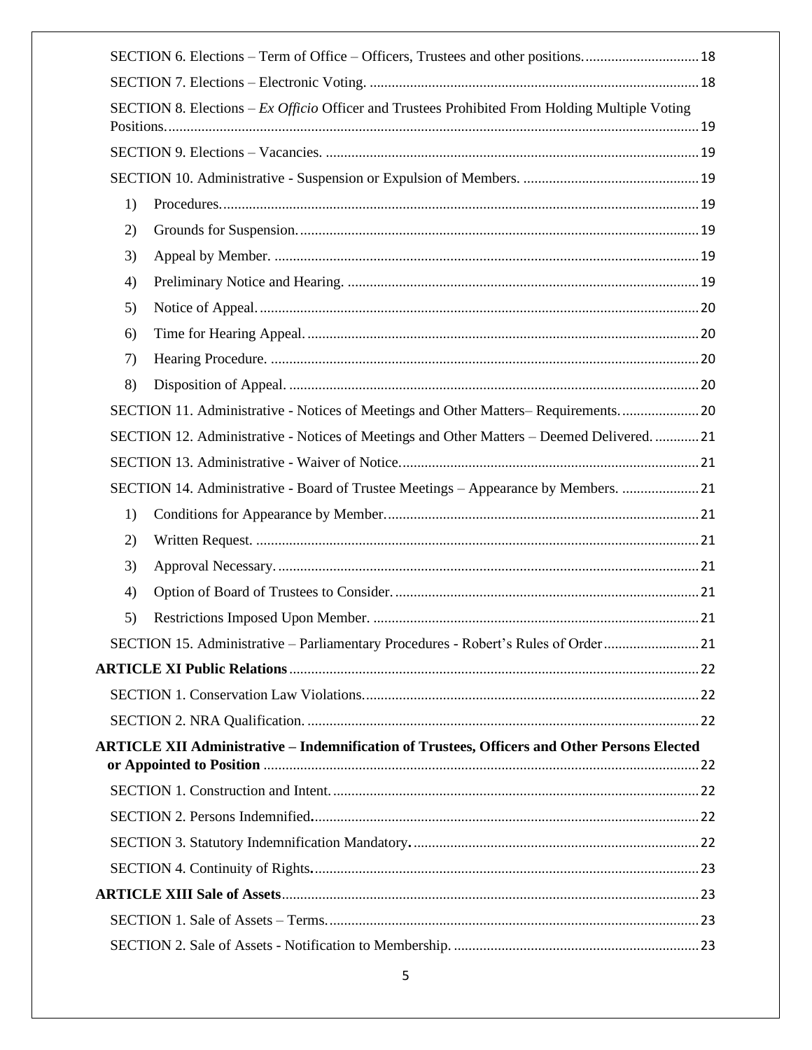SECTION 6. Elections – Term of Office – Officers, Trustees and other positions. ............................... 18

SECTION 7. Elections – Electronic Voting. ......................................................................................... 18

SECTION 8. Elections – *Ex Officio* Officer and Trustees Prohibited From Holding Multiple Voting Positions. ............................................................................................................................................ 19

SECTION 9. Elections – Vacancies. ..................................................................................................... 19

SECTION 10. Administrative - Suspension or Expulsion of Members. ................................................ 19

1) Procedures. ................................................................................................................................. 19
2) Grounds for Suspension. ............................................................................................................ 19
3) Appeal by Member. ................................................................................................................... 19
4) Preliminary Notice and Hearing. ............................................................................................... 19
5) Notice of Appeal. ....................................................................................................................... 20
6) Time for Hearing Appeal. .......................................................................................................... 20
7) Hearing Procedure. .................................................................................................................... 20
8) Disposition of Appeal. ............................................................................................................... 20

SECTION 11. Administrative - Notices of Meetings and Other Matters– Requirements. ..................... 20

SECTION 12. Administrative - Notices of Meetings and Other Matters – Deemed Delivered. ............ 21

SECTION 13. Administrative - Waiver of Notice. ................................................................................. 21

SECTION 14. Administrative - Board of Trustee Meetings – Appearance by Members. ..................... 21

1) Conditions for Appearance by Member. ..................................................................................... 21
2) Written Request. ........................................................................................................................ 21
3) Approval Necessary. .................................................................................................................. 21
4) Option of Board of Trustees to Consider. .................................................................................. 21
5) Restrictions Imposed Upon Member. ........................................................................................ 21

SECTION 15. Administrative – Parliamentary Procedures - Robert's Rules of Order .......................... 21

**ARTICLE XI Public Relations** ............................................................................................................... 22

SECTION 1. Conservation Law Violations. ........................................................................................... 22

SECTION 2. NRA Qualification. ........................................................................................................... 22

**ARTICLE XII Administrative – Indemnification of Trustees, Officers and Other Persons Elected or Appointed to Position** ...................................................................................................................... 22

SECTION 1. Construction and Intent. ................................................................................................... 22

SECTION 2. Persons Indemnified. ......................................................................................................... 22

SECTION 3. Statutory Indemnification Mandatory. .............................................................................. 22

SECTION 4. Continuity of Rights. ......................................................................................................... 23

**ARTICLE XIII Sale of Assets** ................................................................................................................. 23

SECTION 1. Sale of Assets – Terms. .................................................................................................... 23

SECTION 2. Sale of Assets - Notification to Membership. .................................................................. 23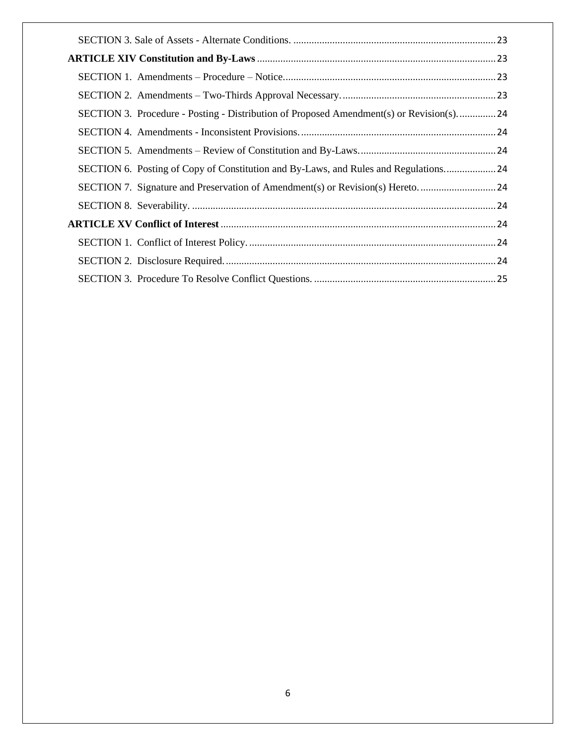SECTION 3. Sale of Assets - Alternate Conditions. ..... 23

**ARTICLE XIV Constitution and By-Laws** ..... 23

SECTION 1. Amendments – Procedure – Notice..... 23

SECTION 2. Amendments – Two-Thirds Approval Necessary..... 23

SECTION 3. Procedure - Posting - Distribution of Proposed Amendment(s) or Revision(s)..... 24

SECTION 4. Amendments - Inconsistent Provisions..... 24

SECTION 5. Amendments – Review of Constitution and By-Laws..... 24

SECTION 6. Posting of Copy of Constitution and By-Laws, and Rules and Regulations..... 24

SECTION 7. Signature and Preservation of Amendment(s) or Revision(s) Hereto..... 24

SECTION 8. Severability. ..... 24

**ARTICLE XV Conflict of Interest** ..... 24

SECTION 1. Conflict of Interest Policy..... 24

SECTION 2. Disclosure Required..... 24

SECTION 3. Procedure To Resolve Conflict Questions. ..... 25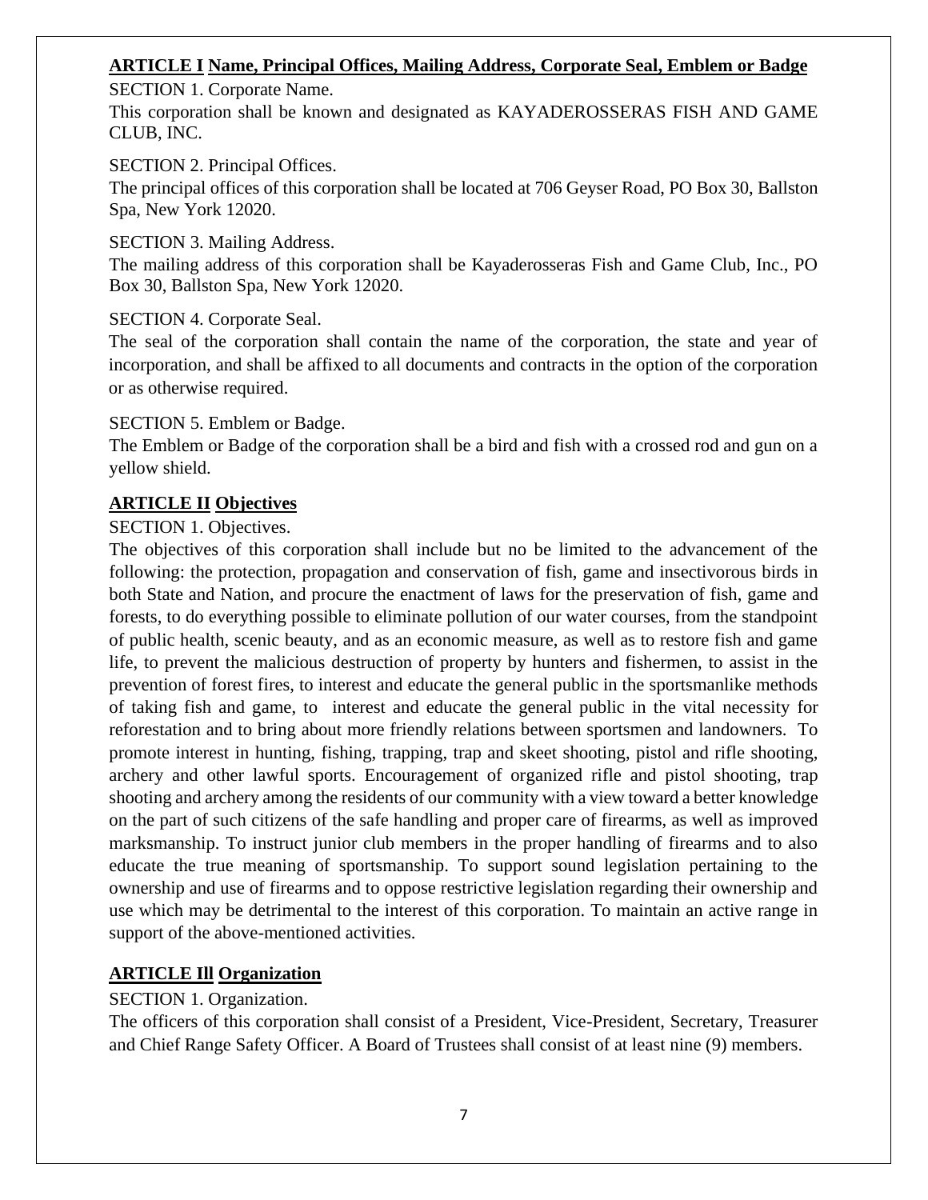## **ARTICLE I** **Name, Principal Offices, Mailing Address, Corporate Seal, Emblem or Badge**

SECTION 1. Corporate Name.

This corporation shall be known and designated as KAYADEROSSERAS FISH AND GAME CLUB, INC.

SECTION 2. Principal Offices.

The principal offices of this corporation shall be located at 706 Geyser Road, PO Box 30, Ballston Spa, New York 12020.

SECTION 3. Mailing Address.

The mailing address of this corporation shall be Kayaderosseras Fish and Game Club, Inc., PO Box 30, Ballston Spa, New York 12020.

SECTION 4. Corporate Seal.

The seal of the corporation shall contain the name of the corporation, the state and year of incorporation, and shall be affixed to all documents and contracts in the option of the corporation or as otherwise required.

SECTION 5. Emblem or Badge.

The Emblem or Badge of the corporation shall be a bird and fish with a crossed rod and gun on a yellow shield.

## **ARTICLE II** **Objectives**

SECTION 1. Objectives.

The objectives of this corporation shall include but no be limited to the advancement of the following: the protection, propagation and conservation of fish, game and insectivorous birds in both State and Nation, and procure the enactment of laws for the preservation of fish, game and forests, to do everything possible to eliminate pollution of our water courses, from the standpoint of public health, scenic beauty, and as an economic measure, as well as to restore fish and game life, to prevent the malicious destruction of property by hunters and fishermen, to assist in the prevention of forest fires, to interest and educate the general public in the sportsmanlike methods of taking fish and game, to interest and educate the general public in the vital necessity for reforestation and to bring about more friendly relations between sportsmen and landowners. To promote interest in hunting, fishing, trapping, trap and skeet shooting, pistol and rifle shooting, archery and other lawful sports. Encouragement of organized rifle and pistol shooting, trap shooting and archery among the residents of our community with a view toward a better knowledge on the part of such citizens of the safe handling and proper care of firearms, as well as improved marksmanship. To instruct junior club members in the proper handling of firearms and to also educate the true meaning of sportsmanship. To support sound legislation pertaining to the ownership and use of firearms and to oppose restrictive legislation regarding their ownership and use which may be detrimental to the interest of this corporation. To maintain an active range in support of the above-mentioned activities.

## **ARTICLE Ill** **Organization**

SECTION 1. Organization.

The officers of this corporation shall consist of a President, Vice-President, Secretary, Treasurer and Chief Range Safety Officer. A Board of Trustees shall consist of at least nine (9) members.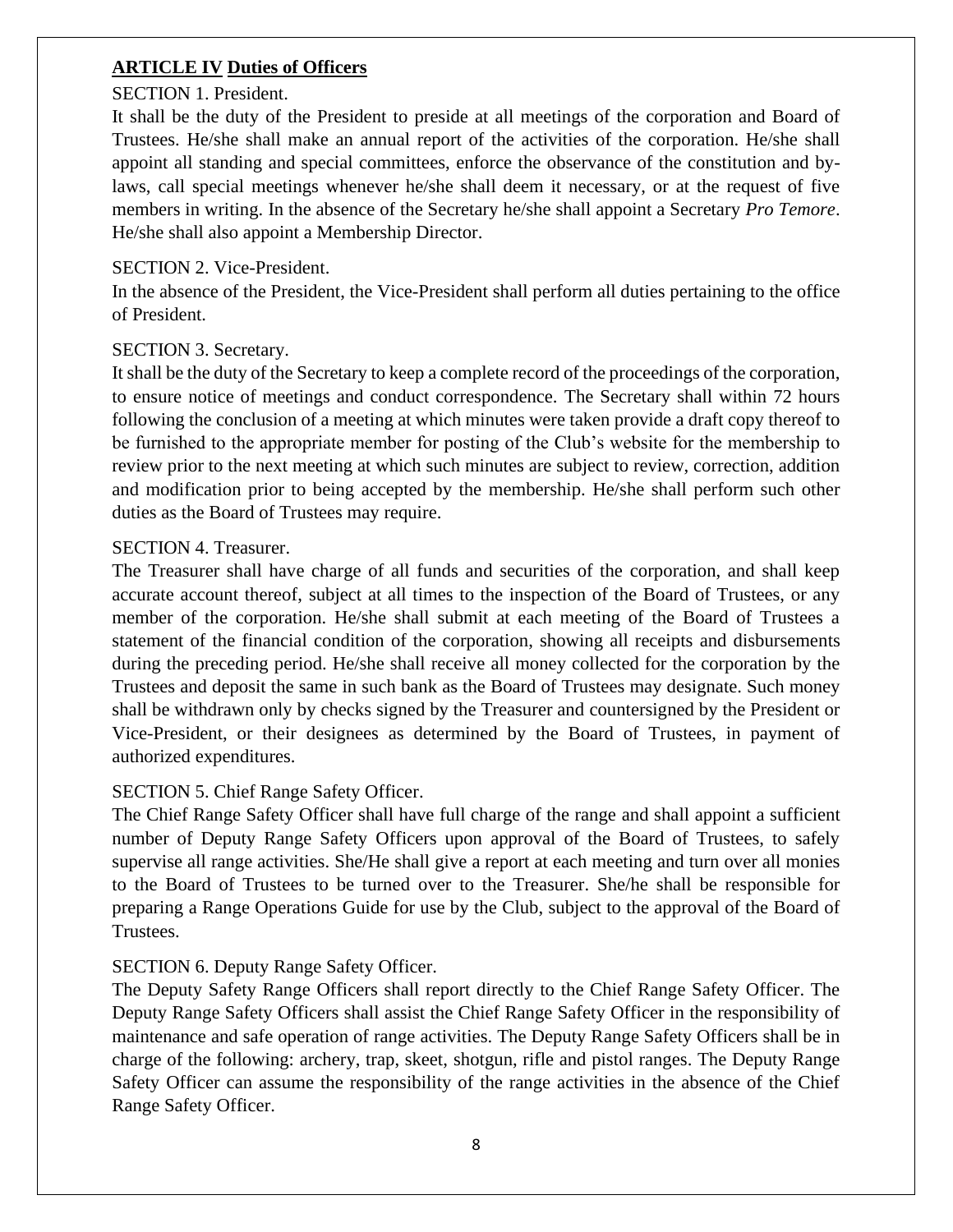## **ARTICLE IV Duties of Officers**

SECTION 1. President.

It shall be the duty of the President to preside at all meetings of the corporation and Board of Trustees. He/she shall make an annual report of the activities of the corporation. He/she shall appoint all standing and special committees, enforce the observance of the constitution and by-laws, call special meetings whenever he/she shall deem it necessary, or at the request of five members in writing. In the absence of the Secretary he/she shall appoint a Secretary *Pro Temore*. He/she shall also appoint a Membership Director.

SECTION 2. Vice-President.

In the absence of the President, the Vice-President shall perform all duties pertaining to the office of President.

SECTION 3. Secretary.

It shall be the duty of the Secretary to keep a complete record of the proceedings of the corporation, to ensure notice of meetings and conduct correspondence. The Secretary shall within 72 hours following the conclusion of a meeting at which minutes were taken provide a draft copy thereof to be furnished to the appropriate member for posting of the Club's website for the membership to review prior to the next meeting at which such minutes are subject to review, correction, addition and modification prior to being accepted by the membership. He/she shall perform such other duties as the Board of Trustees may require.

SECTION 4. Treasurer.

The Treasurer shall have charge of all funds and securities of the corporation, and shall keep accurate account thereof, subject at all times to the inspection of the Board of Trustees, or any member of the corporation. He/she shall submit at each meeting of the Board of Trustees a statement of the financial condition of the corporation, showing all receipts and disbursements during the preceding period. He/she shall receive all money collected for the corporation by the Trustees and deposit the same in such bank as the Board of Trustees may designate. Such money shall be withdrawn only by checks signed by the Treasurer and countersigned by the President or Vice-President, or their designees as determined by the Board of Trustees, in payment of authorized expenditures.

SECTION 5. Chief Range Safety Officer.

The Chief Range Safety Officer shall have full charge of the range and shall appoint a sufficient number of Deputy Range Safety Officers upon approval of the Board of Trustees, to safely supervise all range activities. She/He shall give a report at each meeting and turn over all monies to the Board of Trustees to be turned over to the Treasurer. She/he shall be responsible for preparing a Range Operations Guide for use by the Club, subject to the approval of the Board of Trustees.

SECTION 6. Deputy Range Safety Officer.

The Deputy Safety Range Officers shall report directly to the Chief Range Safety Officer. The Deputy Range Safety Officers shall assist the Chief Range Safety Officer in the responsibility of maintenance and safe operation of range activities. The Deputy Range Safety Officers shall be in charge of the following: archery, trap, skeet, shotgun, rifle and pistol ranges. The Deputy Range Safety Officer can assume the responsibility of the range activities in the absence of the Chief Range Safety Officer.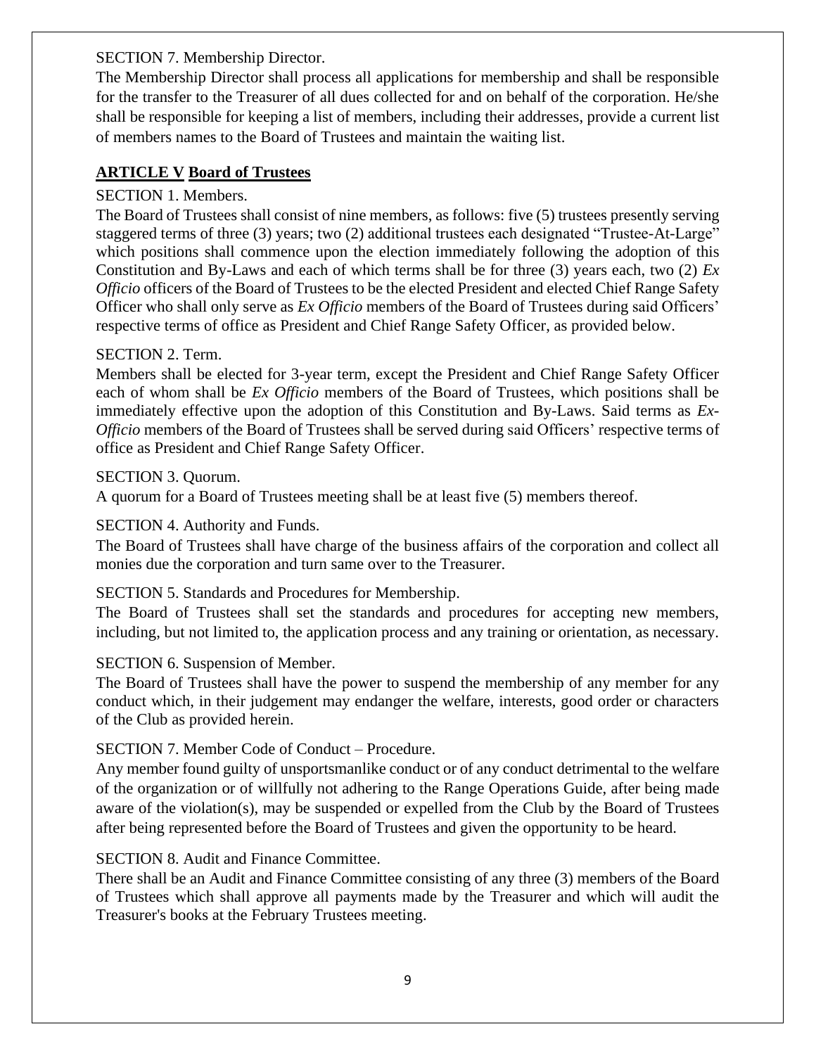SECTION 7. Membership Director.

The Membership Director shall process all applications for membership and shall be responsible for the transfer to the Treasurer of all dues collected for and on behalf of the corporation. He/she shall be responsible for keeping a list of members, including their addresses, provide a current list of members names to the Board of Trustees and maintain the waiting list.

## **ARTICLE V Board of Trustees**

SECTION 1. Members.

The Board of Trustees shall consist of nine members, as follows: five (5) trustees presently serving staggered terms of three (3) years; two (2) additional trustees each designated "Trustee-At-Large" which positions shall commence upon the election immediately following the adoption of this Constitution and By-Laws and each of which terms shall be for three (3) years each, two (2) *Ex Officio* officers of the Board of Trustees to be the elected President and elected Chief Range Safety Officer who shall only serve as *Ex Officio* members of the Board of Trustees during said Officers' respective terms of office as President and Chief Range Safety Officer, as provided below.

SECTION 2. Term.

Members shall be elected for 3-year term, except the President and Chief Range Safety Officer each of whom shall be *Ex Officio* members of the Board of Trustees, which positions shall be immediately effective upon the adoption of this Constitution and By-Laws. Said terms as *Ex-Officio* members of the Board of Trustees shall be served during said Officers' respective terms of office as President and Chief Range Safety Officer.

SECTION 3. Quorum.

A quorum for a Board of Trustees meeting shall be at least five (5) members thereof.

SECTION 4. Authority and Funds.

The Board of Trustees shall have charge of the business affairs of the corporation and collect all monies due the corporation and turn same over to the Treasurer.

SECTION 5. Standards and Procedures for Membership.

The Board of Trustees shall set the standards and procedures for accepting new members, including, but not limited to, the application process and any training or orientation, as necessary.

SECTION 6. Suspension of Member.

The Board of Trustees shall have the power to suspend the membership of any member for any conduct which, in their judgement may endanger the welfare, interests, good order or characters of the Club as provided herein.

SECTION 7. Member Code of Conduct – Procedure.

Any member found guilty of unsportsmanlike conduct or of any conduct detrimental to the welfare of the organization or of willfully not adhering to the Range Operations Guide, after being made aware of the violation(s), may be suspended or expelled from the Club by the Board of Trustees after being represented before the Board of Trustees and given the opportunity to be heard.

SECTION 8. Audit and Finance Committee.

There shall be an Audit and Finance Committee consisting of any three (3) members of the Board of Trustees which shall approve all payments made by the Treasurer and which will audit the Treasurer's books at the February Trustees meeting.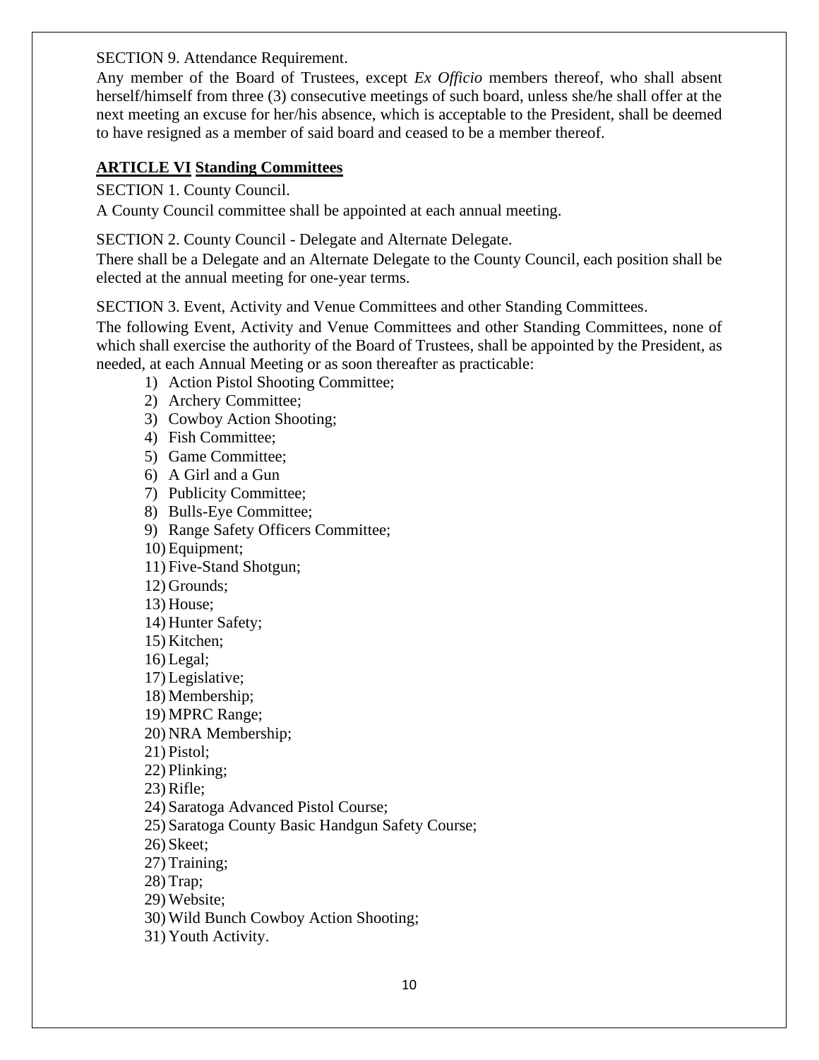SECTION 9. Attendance Requirement.

Any member of the Board of Trustees, except *Ex Officio* members thereof, who shall absent herself/himself from three (3) consecutive meetings of such board, unless she/he shall offer at the next meeting an excuse for her/his absence, which is acceptable to the President, shall be deemed to have resigned as a member of said board and ceased to be a member thereof.

## **ARTICLE VI Standing Committees**

SECTION 1. County Council.

A County Council committee shall be appointed at each annual meeting.

SECTION 2. County Council - Delegate and Alternate Delegate.

There shall be a Delegate and an Alternate Delegate to the County Council, each position shall be elected at the annual meeting for one-year terms.

SECTION 3. Event, Activity and Venue Committees and other Standing Committees.

The following Event, Activity and Venue Committees and other Standing Committees, none of which shall exercise the authority of the Board of Trustees, shall be appointed by the President, as needed, at each Annual Meeting or as soon thereafter as practicable:

1) Action Pistol Shooting Committee;
2) Archery Committee;
3) Cowboy Action Shooting;
4) Fish Committee;
5) Game Committee;
6) A Girl and a Gun
7) Publicity Committee;
8) Bulls-Eye Committee;
9) Range Safety Officers Committee;
10) Equipment;
11) Five-Stand Shotgun;
12) Grounds;
13) House;
14) Hunter Safety;
15) Kitchen;
16) Legal;
17) Legislative;
18) Membership;
19) MPRC Range;
20) NRA Membership;
21) Pistol;
22) Plinking;
23) Rifle;
24) Saratoga Advanced Pistol Course;
25) Saratoga County Basic Handgun Safety Course;
26) Skeet;
27) Training;
28) Trap;
29) Website;
30) Wild Bunch Cowboy Action Shooting;
31) Youth Activity.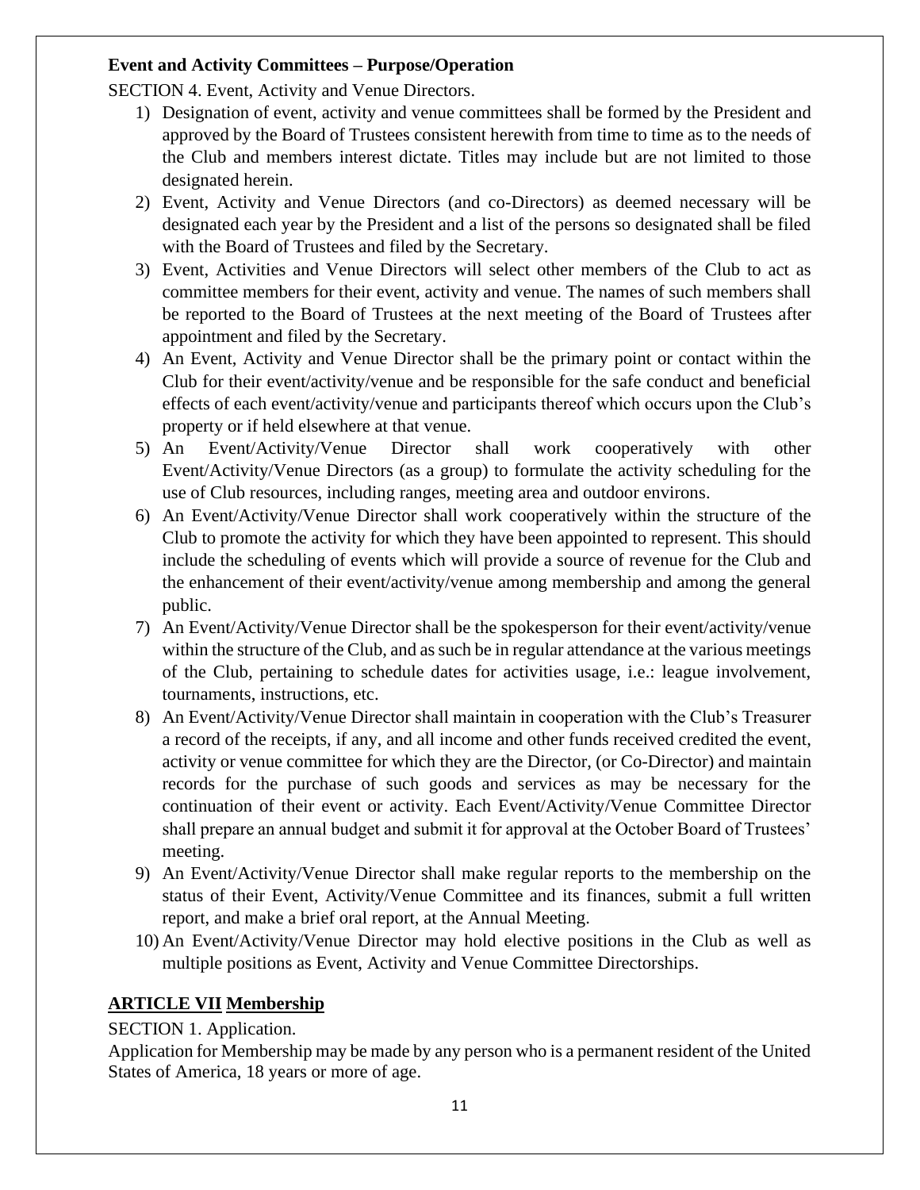**Event and Activity Committees – Purpose/Operation**

SECTION 4. Event, Activity and Venue Directors.

1) Designation of event, activity and venue committees shall be formed by the President and approved by the Board of Trustees consistent herewith from time to time as to the needs of the Club and members interest dictate. Titles may include but are not limited to those designated herein.
2) Event, Activity and Venue Directors (and co-Directors) as deemed necessary will be designated each year by the President and a list of the persons so designated shall be filed with the Board of Trustees and filed by the Secretary.
3) Event, Activities and Venue Directors will select other members of the Club to act as committee members for their event, activity and venue. The names of such members shall be reported to the Board of Trustees at the next meeting of the Board of Trustees after appointment and filed by the Secretary.
4) An Event, Activity and Venue Director shall be the primary point or contact within the Club for their event/activity/venue and be responsible for the safe conduct and beneficial effects of each event/activity/venue and participants thereof which occurs upon the Club's property or if held elsewhere at that venue.
5) An Event/Activity/Venue Director shall work cooperatively with other Event/Activity/Venue Directors (as a group) to formulate the activity scheduling for the use of Club resources, including ranges, meeting area and outdoor environs.
6) An Event/Activity/Venue Director shall work cooperatively within the structure of the Club to promote the activity for which they have been appointed to represent. This should include the scheduling of events which will provide a source of revenue for the Club and the enhancement of their event/activity/venue among membership and among the general public.
7) An Event/Activity/Venue Director shall be the spokesperson for their event/activity/venue within the structure of the Club, and as such be in regular attendance at the various meetings of the Club, pertaining to schedule dates for activities usage, i.e.: league involvement, tournaments, instructions, etc.
8) An Event/Activity/Venue Director shall maintain in cooperation with the Club's Treasurer a record of the receipts, if any, and all income and other funds received credited the event, activity or venue committee for which they are the Director, (or Co-Director) and maintain records for the purchase of such goods and services as may be necessary for the continuation of their event or activity. Each Event/Activity/Venue Committee Director shall prepare an annual budget and submit it for approval at the October Board of Trustees' meeting.
9) An Event/Activity/Venue Director shall make regular reports to the membership on the status of their Event, Activity/Venue Committee and its finances, submit a full written report, and make a brief oral report, at the Annual Meeting.
10) An Event/Activity/Venue Director may hold elective positions in the Club as well as multiple positions as Event, Activity and Venue Committee Directorships.

## ARTICLE VII Membership

SECTION 1. Application.

Application for Membership may be made by any person who is a permanent resident of the United States of America, 18 years or more of age.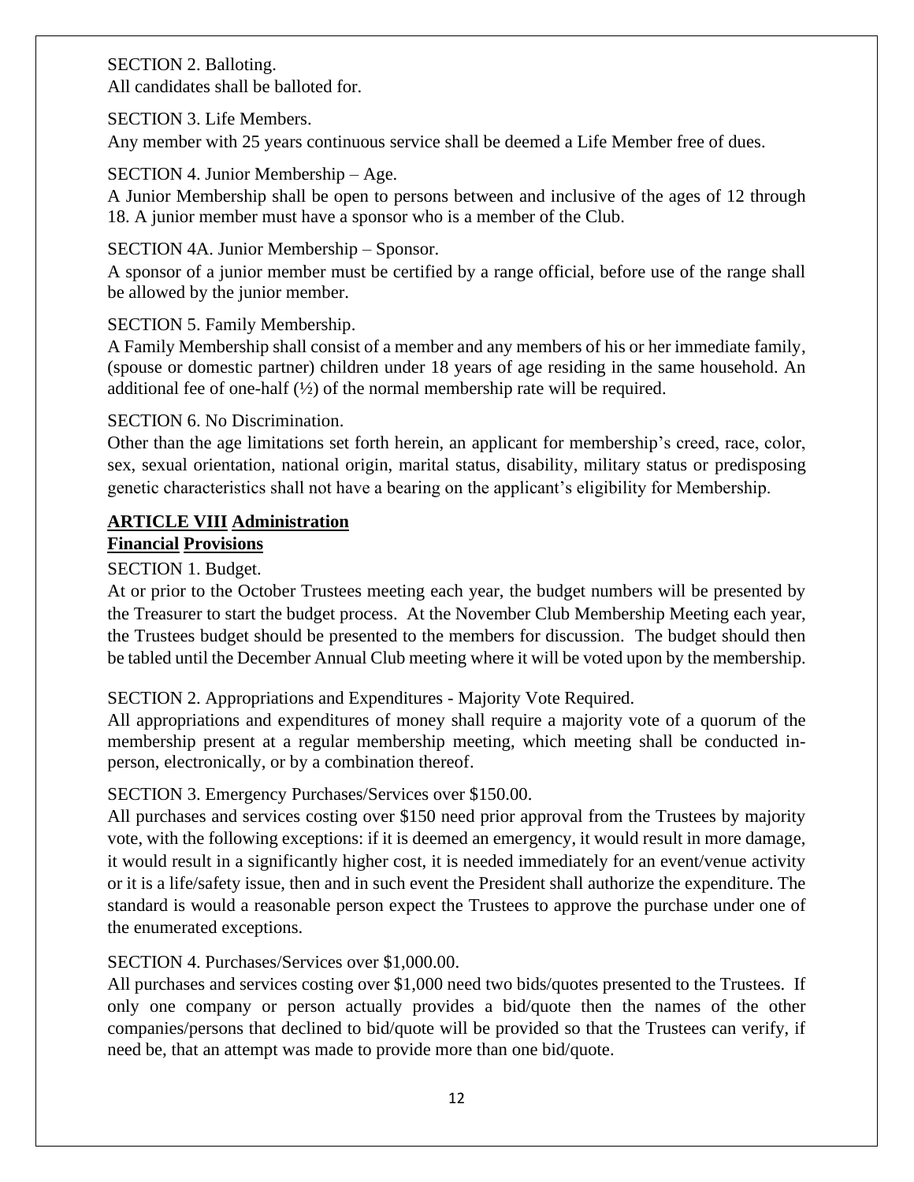SECTION 2. Balloting.
All candidates shall be balloted for.

SECTION 3. Life Members.
Any member with 25 years continuous service shall be deemed a Life Member free of dues.

SECTION 4. Junior Membership – Age.
A Junior Membership shall be open to persons between and inclusive of the ages of 12 through 18. A junior member must have a sponsor who is a member of the Club.

SECTION 4A. Junior Membership – Sponsor.
A sponsor of a junior member must be certified by a range official, before use of the range shall be allowed by the junior member.

SECTION 5. Family Membership.
A Family Membership shall consist of a member and any members of his or her immediate family, (spouse or domestic partner) children under 18 years of age residing in the same household. An additional fee of one-half (½) of the normal membership rate will be required.

SECTION 6. No Discrimination.
Other than the age limitations set forth herein, an applicant for membership's creed, race, color, sex, sexual orientation, national origin, marital status, disability, military status or predisposing genetic characteristics shall not have a bearing on the applicant's eligibility for Membership.

## ARTICLE VIII Administration
## Financial Provisions

SECTION 1. Budget.
At or prior to the October Trustees meeting each year, the budget numbers will be presented by the Treasurer to start the budget process. At the November Club Membership Meeting each year, the Trustees budget should be presented to the members for discussion. The budget should then be tabled until the December Annual Club meeting where it will be voted upon by the membership.

SECTION 2. Appropriations and Expenditures - Majority Vote Required.
All appropriations and expenditures of money shall require a majority vote of a quorum of the membership present at a regular membership meeting, which meeting shall be conducted in-person, electronically, or by a combination thereof.

SECTION 3. Emergency Purchases/Services over $150.00.
All purchases and services costing over $150 need prior approval from the Trustees by majority vote, with the following exceptions: if it is deemed an emergency, it would result in more damage, it would result in a significantly higher cost, it is needed immediately for an event/venue activity or it is a life/safety issue, then and in such event the President shall authorize the expenditure. The standard is would a reasonable person expect the Trustees to approve the purchase under one of the enumerated exceptions.

SECTION 4. Purchases/Services over $1,000.00.
All purchases and services costing over $1,000 need two bids/quotes presented to the Trustees. If only one company or person actually provides a bid/quote then the names of the other companies/persons that declined to bid/quote will be provided so that the Trustees can verify, if need be, that an attempt was made to provide more than one bid/quote.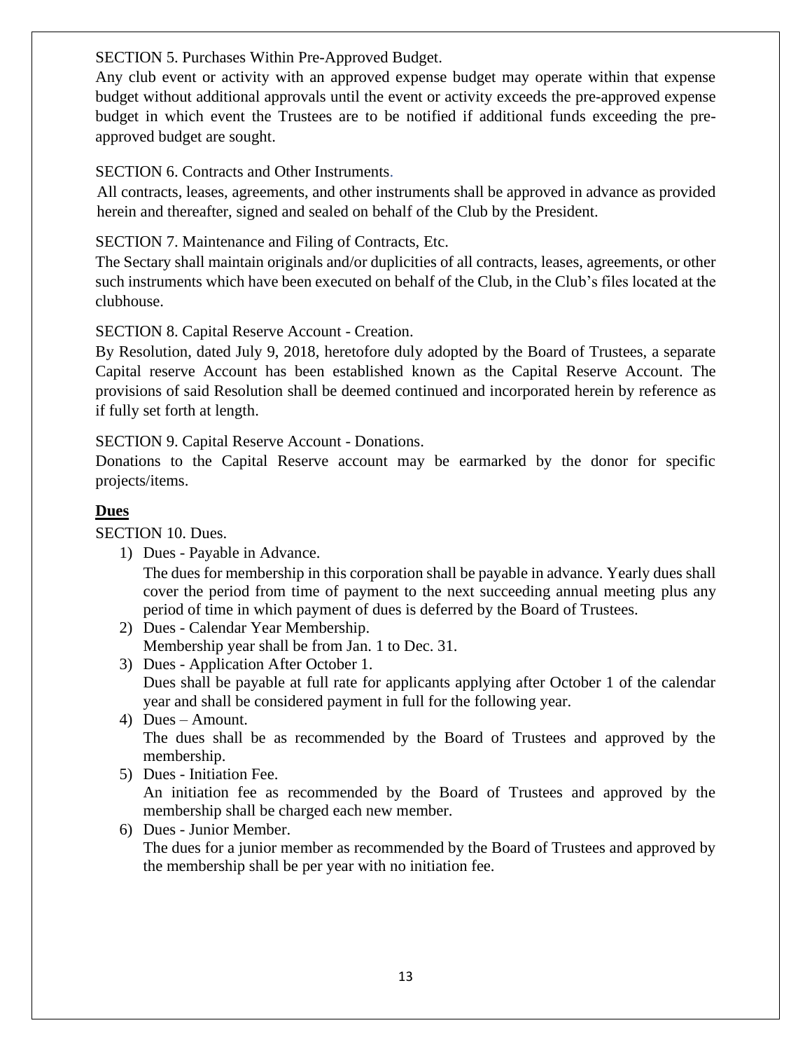SECTION 5. Purchases Within Pre-Approved Budget.

Any club event or activity with an approved expense budget may operate within that expense budget without additional approvals until the event or activity exceeds the pre-approved expense budget in which event the Trustees are to be notified if additional funds exceeding the pre-approved budget are sought.

SECTION 6. Contracts and Other Instruments.

All contracts, leases, agreements, and other instruments shall be approved in advance as provided herein and thereafter, signed and sealed on behalf of the Club by the President.

SECTION 7. Maintenance and Filing of Contracts, Etc.

The Sectary shall maintain originals and/or duplicities of all contracts, leases, agreements, or other such instruments which have been executed on behalf of the Club, in the Club's files located at the clubhouse.

SECTION 8. Capital Reserve Account - Creation.

By Resolution, dated July 9, 2018, heretofore duly adopted by the Board of Trustees, a separate Capital reserve Account has been established known as the Capital Reserve Account. The provisions of said Resolution shall be deemed continued and incorporated herein by reference as if fully set forth at length.

SECTION 9. Capital Reserve Account - Donations.

Donations to the Capital Reserve account may be earmarked by the donor for specific projects/items.

**Dues**

SECTION 10. Dues.

1) Dues - Payable in Advance.
   The dues for membership in this corporation shall be payable in advance. Yearly dues shall cover the period from time of payment to the next succeeding annual meeting plus any period of time in which payment of dues is deferred by the Board of Trustees.
2) Dues - Calendar Year Membership.
   Membership year shall be from Jan. 1 to Dec. 31.
3) Dues - Application After October 1.
   Dues shall be payable at full rate for applicants applying after October 1 of the calendar year and shall be considered payment in full for the following year.
4) Dues – Amount.
   The dues shall be as recommended by the Board of Trustees and approved by the membership.
5) Dues - Initiation Fee.
   An initiation fee as recommended by the Board of Trustees and approved by the membership shall be charged each new member.
6) Dues - Junior Member.
   The dues for a junior member as recommended by the Board of Trustees and approved by the membership shall be per year with no initiation fee.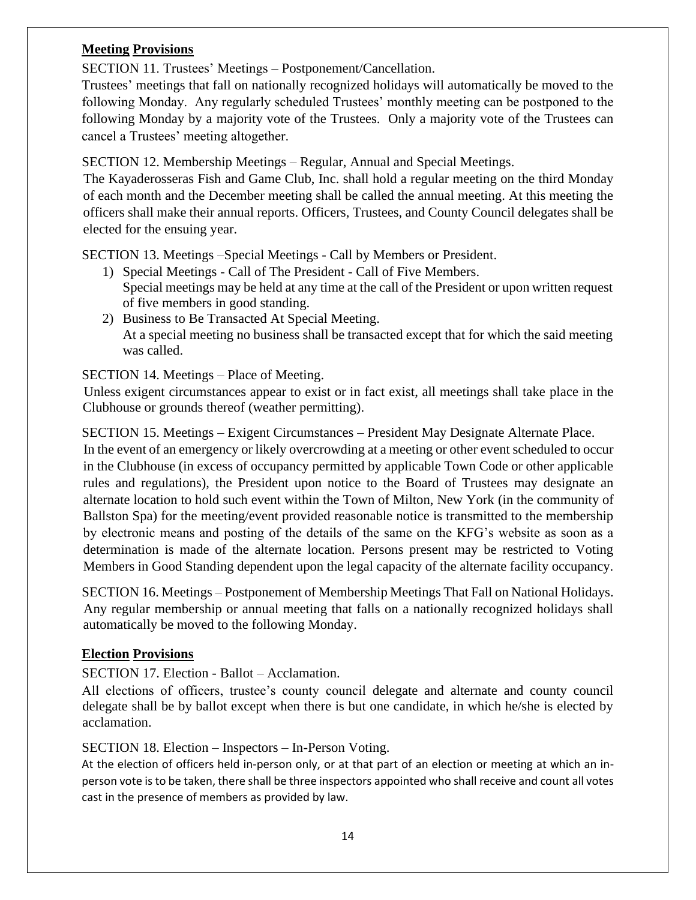## **Meeting Provisions**

SECTION 11. Trustees' Meetings – Postponement/Cancellation.

Trustees' meetings that fall on nationally recognized holidays will automatically be moved to the following Monday. Any regularly scheduled Trustees' monthly meeting can be postponed to the following Monday by a majority vote of the Trustees. Only a majority vote of the Trustees can cancel a Trustees' meeting altogether.

SECTION 12. Membership Meetings – Regular, Annual and Special Meetings.

The Kayaderosseras Fish and Game Club, Inc. shall hold a regular meeting on the third Monday of each month and the December meeting shall be called the annual meeting. At this meeting the officers shall make their annual reports. Officers, Trustees, and County Council delegates shall be elected for the ensuing year.

SECTION 13. Meetings –Special Meetings - Call by Members or President.

1) Special Meetings - Call of The President - Call of Five Members.
   Special meetings may be held at any time at the call of the President or upon written request of five members in good standing.
2) Business to Be Transacted At Special Meeting.
   At a special meeting no business shall be transacted except that for which the said meeting was called.

SECTION 14. Meetings – Place of Meeting.

Unless exigent circumstances appear to exist or in fact exist, all meetings shall take place in the Clubhouse or grounds thereof (weather permitting).

SECTION 15. Meetings – Exigent Circumstances – President May Designate Alternate Place.

In the event of an emergency or likely overcrowding at a meeting or other event scheduled to occur in the Clubhouse (in excess of occupancy permitted by applicable Town Code or other applicable rules and regulations), the President upon notice to the Board of Trustees may designate an alternate location to hold such event within the Town of Milton, New York (in the community of Ballston Spa) for the meeting/event provided reasonable notice is transmitted to the membership by electronic means and posting of the details of the same on the KFG's website as soon as a determination is made of the alternate location. Persons present may be restricted to Voting Members in Good Standing dependent upon the legal capacity of the alternate facility occupancy.

SECTION 16. Meetings – Postponement of Membership Meetings That Fall on National Holidays.

Any regular membership or annual meeting that falls on a nationally recognized holidays shall automatically be moved to the following Monday.

## **Election Provisions**

SECTION 17. Election - Ballot – Acclamation.

All elections of officers, trustee's county council delegate and alternate and county council delegate shall be by ballot except when there is but one candidate, in which he/she is elected by acclamation.

SECTION 18. Election – Inspectors – In-Person Voting.

At the election of officers held in-person only, or at that part of an election or meeting at which an in-person vote is to be taken, there shall be three inspectors appointed who shall receive and count all votes cast in the presence of members as provided by law.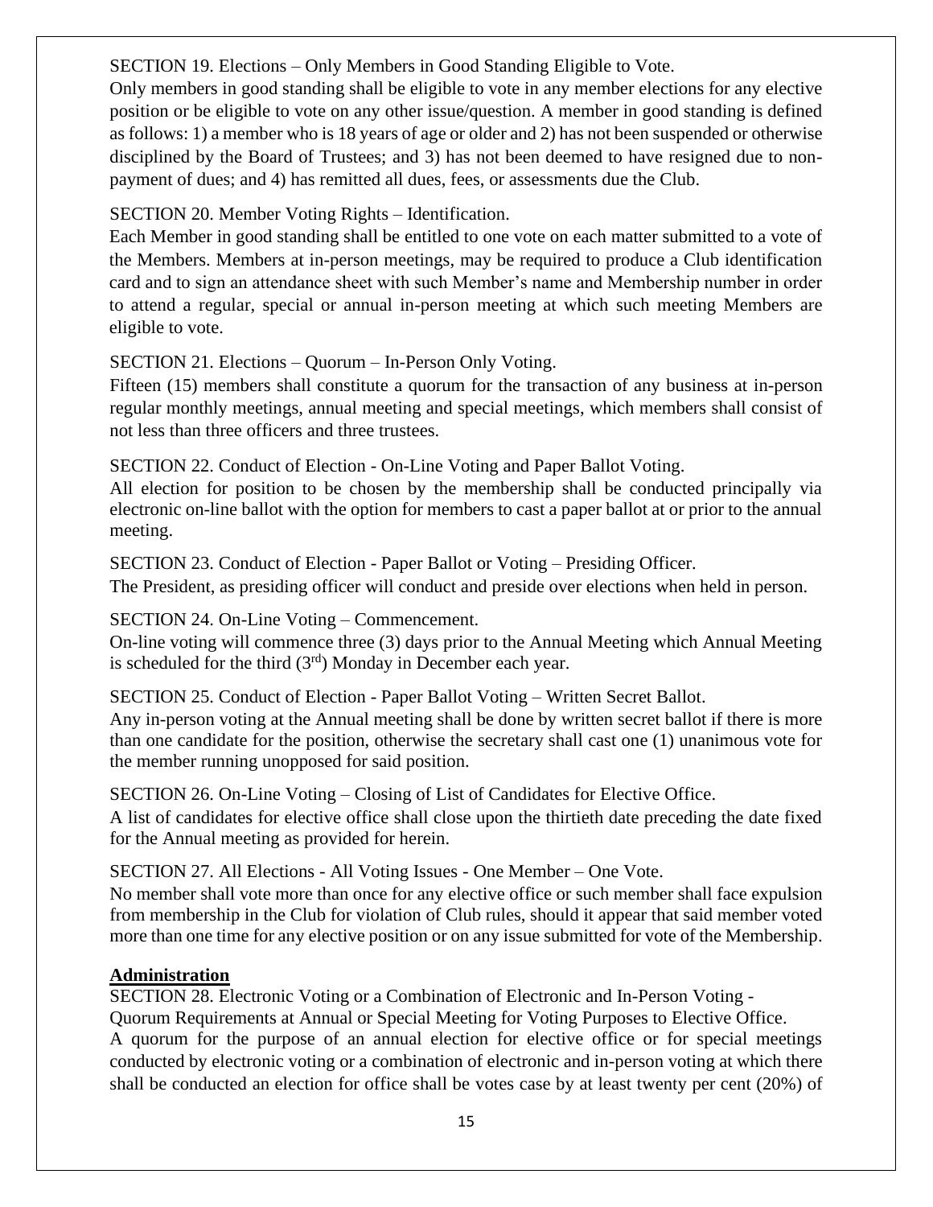SECTION 19. Elections – Only Members in Good Standing Eligible to Vote.
Only members in good standing shall be eligible to vote in any member elections for any elective position or be eligible to vote on any other issue/question. A member in good standing is defined as follows: 1) a member who is 18 years of age or older and 2) has not been suspended or otherwise disciplined by the Board of Trustees; and 3) has not been deemed to have resigned due to non-payment of dues; and 4) has remitted all dues, fees, or assessments due the Club.

SECTION 20. Member Voting Rights – Identification.
Each Member in good standing shall be entitled to one vote on each matter submitted to a vote of the Members. Members at in-person meetings, may be required to produce a Club identification card and to sign an attendance sheet with such Member's name and Membership number in order to attend a regular, special or annual in-person meeting at which such meeting Members are eligible to vote.

SECTION 21. Elections – Quorum – In-Person Only Voting.
Fifteen (15) members shall constitute a quorum for the transaction of any business at in-person regular monthly meetings, annual meeting and special meetings, which members shall consist of not less than three officers and three trustees.

SECTION 22. Conduct of Election - On-Line Voting and Paper Ballot Voting.
All election for position to be chosen by the membership shall be conducted principally via electronic on-line ballot with the option for members to cast a paper ballot at or prior to the annual meeting.

SECTION 23. Conduct of Election - Paper Ballot or Voting – Presiding Officer.
The President, as presiding officer will conduct and preside over elections when held in person.

SECTION 24. On-Line Voting – Commencement.
On-line voting will commence three (3) days prior to the Annual Meeting which Annual Meeting is scheduled for the third (3rd) Monday in December each year.

SECTION 25. Conduct of Election - Paper Ballot Voting – Written Secret Ballot.
Any in-person voting at the Annual meeting shall be done by written secret ballot if there is more than one candidate for the position, otherwise the secretary shall cast one (1) unanimous vote for the member running unopposed for said position.

SECTION 26. On-Line Voting – Closing of List of Candidates for Elective Office.
A list of candidates for elective office shall close upon the thirtieth date preceding the date fixed for the Annual meeting as provided for herein.

SECTION 27. All Elections - All Voting Issues - One Member – One Vote.
No member shall vote more than once for any elective office or such member shall face expulsion from membership in the Club for violation of Club rules, should it appear that said member voted more than one time for any elective position or on any issue submitted for vote of the Membership.

## Administration

SECTION 28. Electronic Voting or a Combination of Electronic and In-Person Voting - Quorum Requirements at Annual or Special Meeting for Voting Purposes to Elective Office.
A quorum for the purpose of an annual election for elective office or for special meetings conducted by electronic voting or a combination of electronic and in-person voting at which there shall be conducted an election for office shall be votes case by at least twenty per cent (20%) of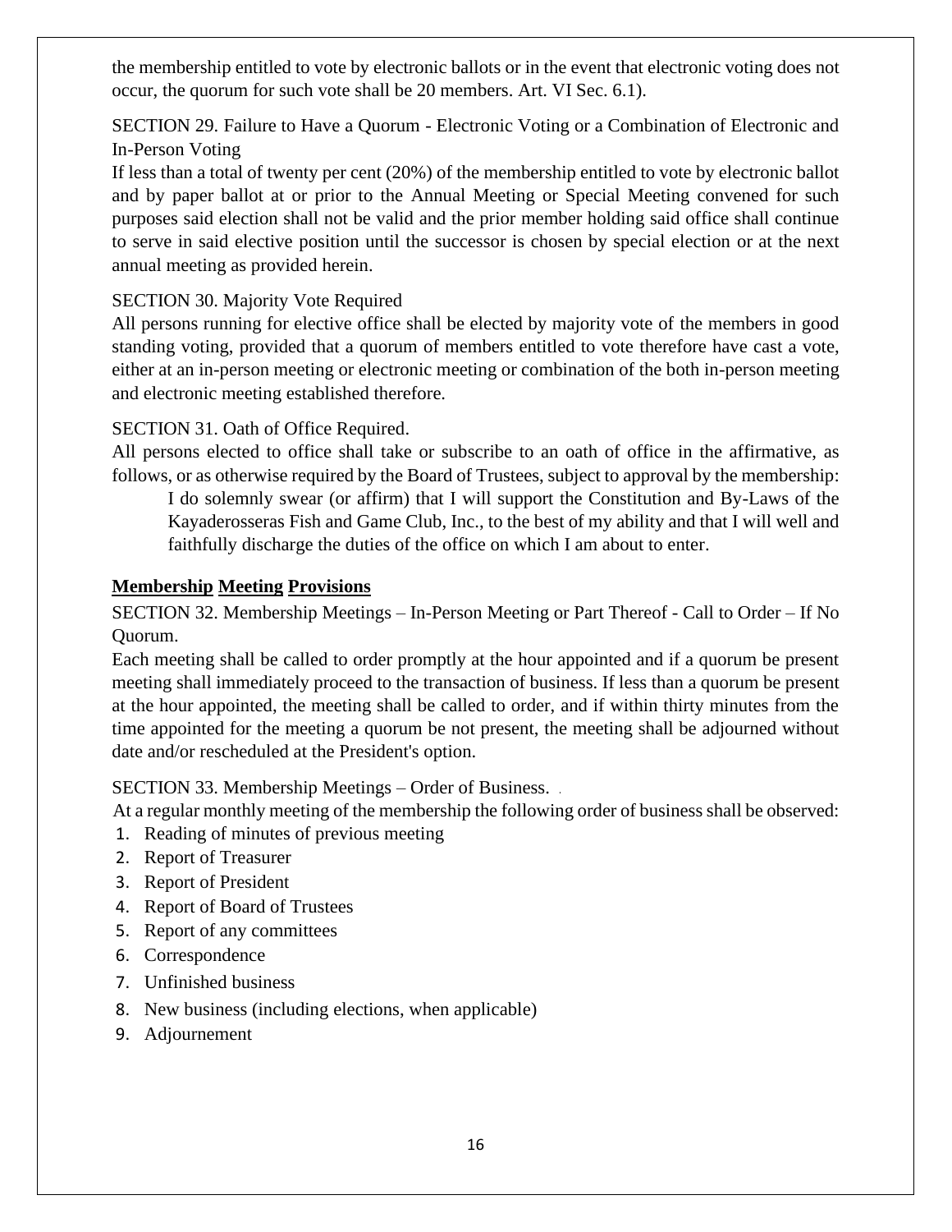the membership entitled to vote by electronic ballots or in the event that electronic voting does not occur, the quorum for such vote shall be 20 members. Art. VI Sec. 6.1).

SECTION 29. Failure to Have a Quorum - Electronic Voting or a Combination of Electronic and In-Person Voting

If less than a total of twenty per cent (20%) of the membership entitled to vote by electronic ballot and by paper ballot at or prior to the Annual Meeting or Special Meeting convened for such purposes said election shall not be valid and the prior member holding said office shall continue to serve in said elective position until the successor is chosen by special election or at the next annual meeting as provided herein.

SECTION 30. Majority Vote Required

All persons running for elective office shall be elected by majority vote of the members in good standing voting, provided that a quorum of members entitled to vote therefore have cast a vote, either at an in-person meeting or electronic meeting or combination of the both in-person meeting and electronic meeting established therefore.

SECTION 31. Oath of Office Required.

All persons elected to office shall take or subscribe to an oath of office in the affirmative, as follows, or as otherwise required by the Board of Trustees, subject to approval by the membership:

> I do solemnly swear (or affirm) that I will support the Constitution and By-Laws of the Kayaderosseras Fish and Game Club, Inc., to the best of my ability and that I will well and faithfully discharge the duties of the office on which I am about to enter.

## **Membership Meeting Provisions**

SECTION 32. Membership Meetings – In-Person Meeting or Part Thereof - Call to Order – If No Quorum.

Each meeting shall be called to order promptly at the hour appointed and if a quorum be present meeting shall immediately proceed to the transaction of business. If less than a quorum be present at the hour appointed, the meeting shall be called to order, and if within thirty minutes from the time appointed for the meeting a quorum be not present, the meeting shall be adjourned without date and/or rescheduled at the President's option.

SECTION 33. Membership Meetings – Order of Business.

At a regular monthly meeting of the membership the following order of business shall be observed:

1. Reading of minutes of previous meeting
2. Report of Treasurer
3. Report of President
4. Report of Board of Trustees
5. Report of any committees
6. Correspondence
7. Unfinished business
8. New business (including elections, when applicable)
9. Adjournement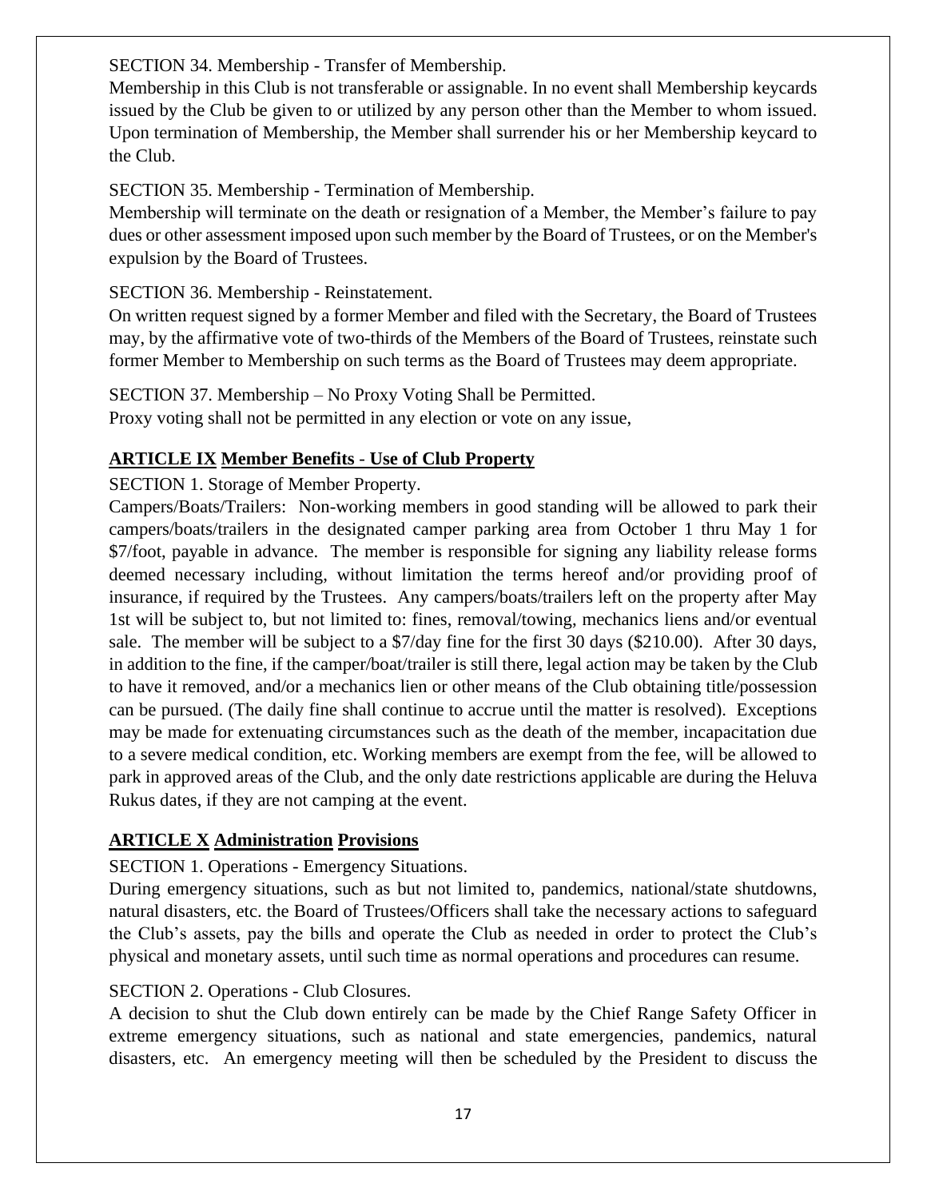SECTION 34. Membership - Transfer of Membership.

Membership in this Club is not transferable or assignable. In no event shall Membership keycards issued by the Club be given to or utilized by any person other than the Member to whom issued. Upon termination of Membership, the Member shall surrender his or her Membership keycard to the Club.

SECTION 35. Membership - Termination of Membership.

Membership will terminate on the death or resignation of a Member, the Member's failure to pay dues or other assessment imposed upon such member by the Board of Trustees, or on the Member's expulsion by the Board of Trustees.

SECTION 36. Membership - Reinstatement.

On written request signed by a former Member and filed with the Secretary, the Board of Trustees may, by the affirmative vote of two-thirds of the Members of the Board of Trustees, reinstate such former Member to Membership on such terms as the Board of Trustees may deem appropriate.

SECTION 37. Membership – No Proxy Voting Shall be Permitted.

Proxy voting shall not be permitted in any election or vote on any issue,

## **ARTICLE IX Member Benefits - Use of Club Property**

SECTION 1. Storage of Member Property.

Campers/Boats/Trailers: Non-working members in good standing will be allowed to park their campers/boats/trailers in the designated camper parking area from October 1 thru May 1 for \$7/foot, payable in advance. The member is responsible for signing any liability release forms deemed necessary including, without limitation the terms hereof and/or providing proof of insurance, if required by the Trustees. Any campers/boats/trailers left on the property after May 1st will be subject to, but not limited to: fines, removal/towing, mechanics liens and/or eventual sale. The member will be subject to a \$7/day fine for the first 30 days (\$210.00). After 30 days, in addition to the fine, if the camper/boat/trailer is still there, legal action may be taken by the Club to have it removed, and/or a mechanics lien or other means of the Club obtaining title/possession can be pursued. (The daily fine shall continue to accrue until the matter is resolved). Exceptions may be made for extenuating circumstances such as the death of the member, incapacitation due to a severe medical condition, etc. Working members are exempt from the fee, will be allowed to park in approved areas of the Club, and the only date restrictions applicable are during the Heluva Rukus dates, if they are not camping at the event.

## **ARTICLE X Administration Provisions**

SECTION 1. Operations - Emergency Situations.

During emergency situations, such as but not limited to, pandemics, national/state shutdowns, natural disasters, etc. the Board of Trustees/Officers shall take the necessary actions to safeguard the Club's assets, pay the bills and operate the Club as needed in order to protect the Club's physical and monetary assets, until such time as normal operations and procedures can resume.

SECTION 2. Operations - Club Closures.

A decision to shut the Club down entirely can be made by the Chief Range Safety Officer in extreme emergency situations, such as national and state emergencies, pandemics, natural disasters, etc. An emergency meeting will then be scheduled by the President to discuss the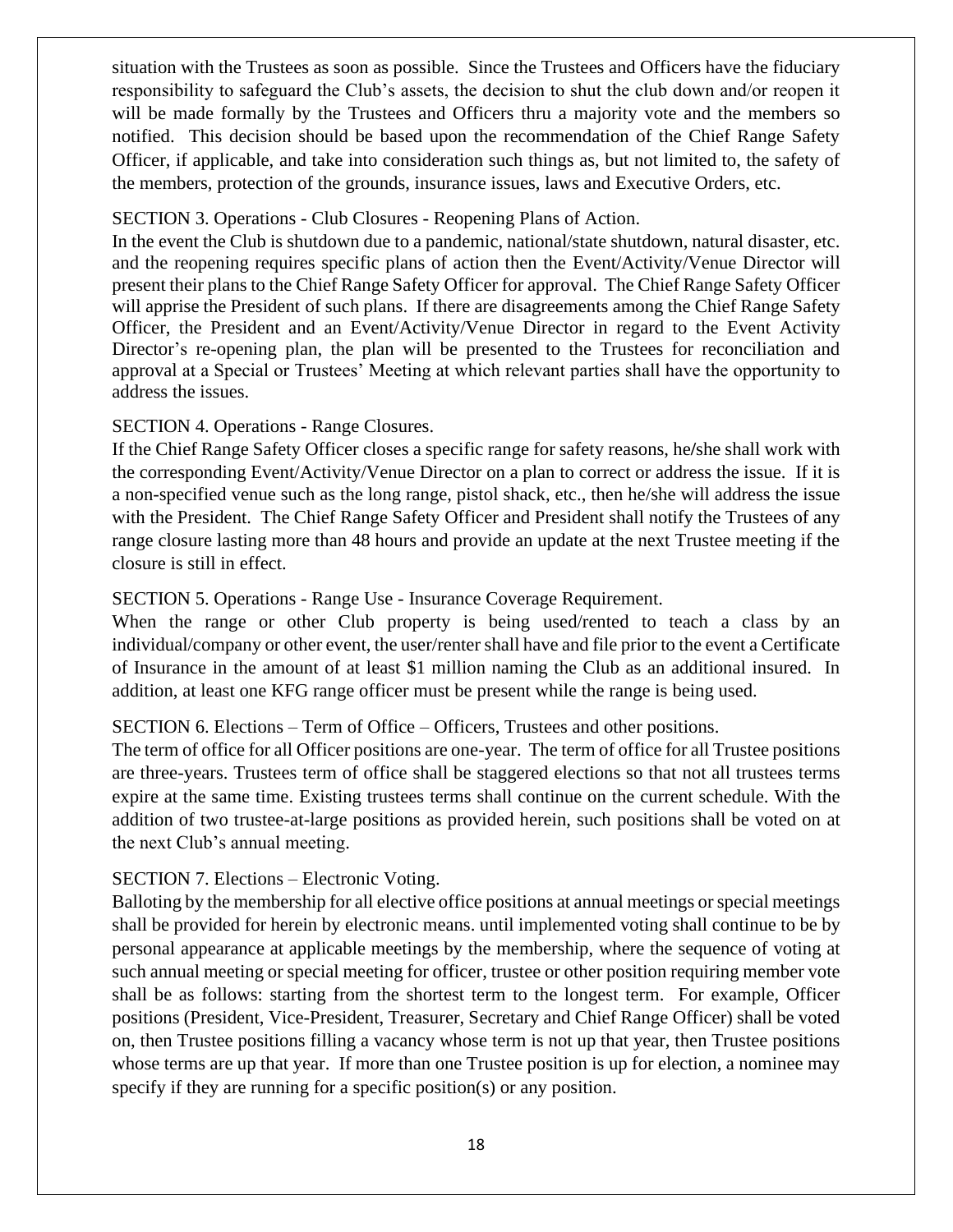situation with the Trustees as soon as possible. Since the Trustees and Officers have the fiduciary responsibility to safeguard the Club's assets, the decision to shut the club down and/or reopen it will be made formally by the Trustees and Officers thru a majority vote and the members so notified. This decision should be based upon the recommendation of the Chief Range Safety Officer, if applicable, and take into consideration such things as, but not limited to, the safety of the members, protection of the grounds, insurance issues, laws and Executive Orders, etc.

SECTION 3. Operations - Club Closures - Reopening Plans of Action.

In the event the Club is shutdown due to a pandemic, national/state shutdown, natural disaster, etc. and the reopening requires specific plans of action then the Event/Activity/Venue Director will present their plans to the Chief Range Safety Officer for approval. The Chief Range Safety Officer will apprise the President of such plans. If there are disagreements among the Chief Range Safety Officer, the President and an Event/Activity/Venue Director in regard to the Event Activity Director's re-opening plan, the plan will be presented to the Trustees for reconciliation and approval at a Special or Trustees' Meeting at which relevant parties shall have the opportunity to address the issues.

SECTION 4. Operations - Range Closures.

If the Chief Range Safety Officer closes a specific range for safety reasons, he/she shall work with the corresponding Event/Activity/Venue Director on a plan to correct or address the issue. If it is a non-specified venue such as the long range, pistol shack, etc., then he/she will address the issue with the President. The Chief Range Safety Officer and President shall notify the Trustees of any range closure lasting more than 48 hours and provide an update at the next Trustee meeting if the closure is still in effect.

SECTION 5. Operations - Range Use - Insurance Coverage Requirement.

When the range or other Club property is being used/rented to teach a class by an individual/company or other event, the user/renter shall have and file prior to the event a Certificate of Insurance in the amount of at least $1 million naming the Club as an additional insured. In addition, at least one KFG range officer must be present while the range is being used.

SECTION 6. Elections – Term of Office – Officers, Trustees and other positions.

The term of office for all Officer positions are one-year. The term of office for all Trustee positions are three-years. Trustees term of office shall be staggered elections so that not all trustees terms expire at the same time. Existing trustees terms shall continue on the current schedule. With the addition of two trustee-at-large positions as provided herein, such positions shall be voted on at the next Club's annual meeting.

SECTION 7. Elections – Electronic Voting.

Balloting by the membership for all elective office positions at annual meetings or special meetings shall be provided for herein by electronic means. until implemented voting shall continue to be by personal appearance at applicable meetings by the membership, where the sequence of voting at such annual meeting or special meeting for officer, trustee or other position requiring member vote shall be as follows: starting from the shortest term to the longest term. For example, Officer positions (President, Vice-President, Treasurer, Secretary and Chief Range Officer) shall be voted on, then Trustee positions filling a vacancy whose term is not up that year, then Trustee positions whose terms are up that year. If more than one Trustee position is up for election, a nominee may specify if they are running for a specific position(s) or any position.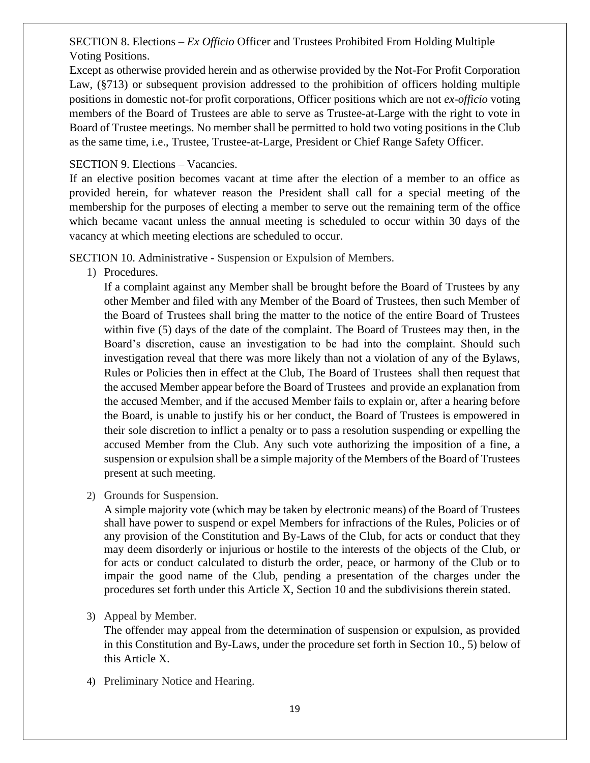SECTION 8. Elections – *Ex Officio* Officer and Trustees Prohibited From Holding Multiple Voting Positions.

Except as otherwise provided herein and as otherwise provided by the Not-For Profit Corporation Law, (§713) or subsequent provision addressed to the prohibition of officers holding multiple positions in domestic not-for profit corporations, Officer positions which are not *ex-officio* voting members of the Board of Trustees are able to serve as Trustee-at-Large with the right to vote in Board of Trustee meetings. No member shall be permitted to hold two voting positions in the Club as the same time, i.e., Trustee, Trustee-at-Large, President or Chief Range Safety Officer.

SECTION 9. Elections – Vacancies.

If an elective position becomes vacant at time after the election of a member to an office as provided herein, for whatever reason the President shall call for a special meeting of the membership for the purposes of electing a member to serve out the remaining term of the office which became vacant unless the annual meeting is scheduled to occur within 30 days of the vacancy at which meeting elections are scheduled to occur.

SECTION 10. Administrative - Suspension or Expulsion of Members.

1) Procedures.

   If a complaint against any Member shall be brought before the Board of Trustees by any other Member and filed with any Member of the Board of Trustees, then such Member of the Board of Trustees shall bring the matter to the notice of the entire Board of Trustees within five (5) days of the date of the complaint. The Board of Trustees may then, in the Board's discretion, cause an investigation to be had into the complaint. Should such investigation reveal that there was more likely than not a violation of any of the Bylaws, Rules or Policies then in effect at the Club, The Board of Trustees shall then request that the accused Member appear before the Board of Trustees and provide an explanation from the accused Member, and if the accused Member fails to explain or, after a hearing before the Board, is unable to justify his or her conduct, the Board of Trustees is empowered in their sole discretion to inflict a penalty or to pass a resolution suspending or expelling the accused Member from the Club. Any such vote authorizing the imposition of a fine, a suspension or expulsion shall be a simple majority of the Members of the Board of Trustees present at such meeting.

2) Grounds for Suspension.

   A simple majority vote (which may be taken by electronic means) of the Board of Trustees shall have power to suspend or expel Members for infractions of the Rules, Policies or of any provision of the Constitution and By-Laws of the Club, for acts or conduct that they may deem disorderly or injurious or hostile to the interests of the objects of the Club, or for acts or conduct calculated to disturb the order, peace, or harmony of the Club or to impair the good name of the Club, pending a presentation of the charges under the procedures set forth under this Article X, Section 10 and the subdivisions therein stated.

3) Appeal by Member.

   The offender may appeal from the determination of suspension or expulsion, as provided in this Constitution and By-Laws, under the procedure set forth in Section 10., 5) below of this Article X.

4) Preliminary Notice and Hearing.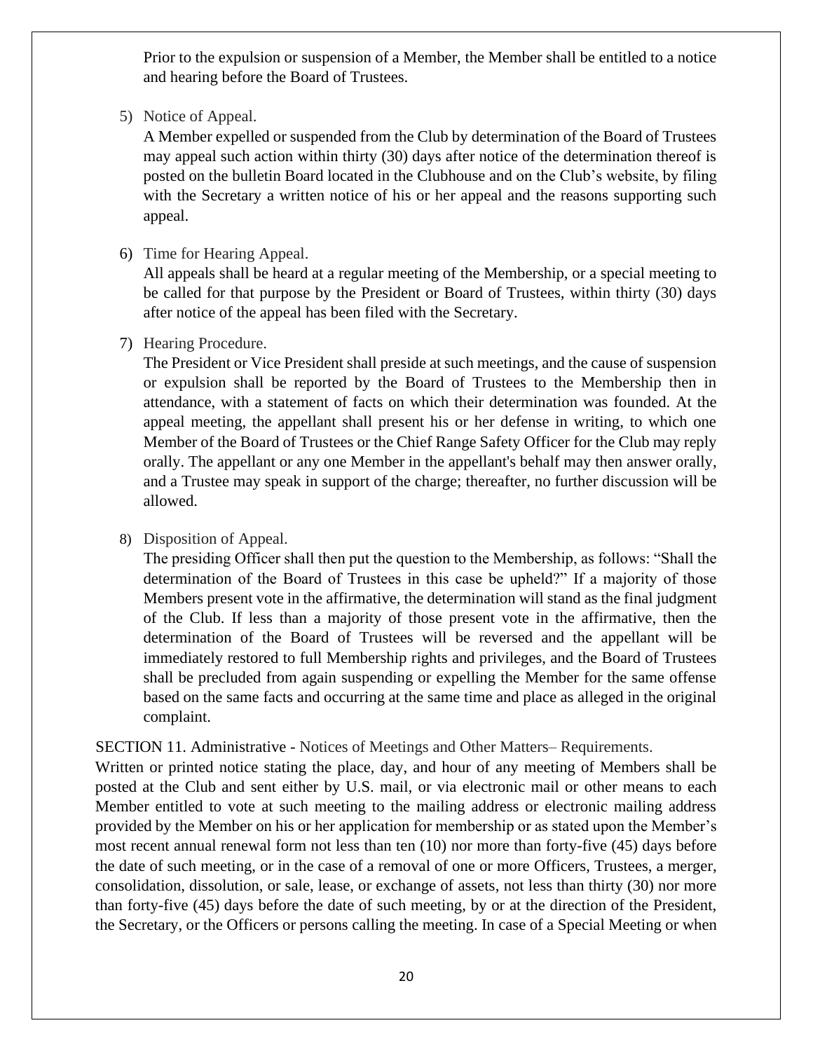Prior to the expulsion or suspension of a Member, the Member shall be entitled to a notice and hearing before the Board of Trustees.

5) Notice of Appeal.
   A Member expelled or suspended from the Club by determination of the Board of Trustees may appeal such action within thirty (30) days after notice of the determination thereof is posted on the bulletin Board located in the Clubhouse and on the Club's website, by filing with the Secretary a written notice of his or her appeal and the reasons supporting such appeal.

6) Time for Hearing Appeal.
   All appeals shall be heard at a regular meeting of the Membership, or a special meeting to be called for that purpose by the President or Board of Trustees, within thirty (30) days after notice of the appeal has been filed with the Secretary.

7) Hearing Procedure.
   The President or Vice President shall preside at such meetings, and the cause of suspension or expulsion shall be reported by the Board of Trustees to the Membership then in attendance, with a statement of facts on which their determination was founded. At the appeal meeting, the appellant shall present his or her defense in writing, to which one Member of the Board of Trustees or the Chief Range Safety Officer for the Club may reply orally. The appellant or any one Member in the appellant's behalf may then answer orally, and a Trustee may speak in support of the charge; thereafter, no further discussion will be allowed.

8) Disposition of Appeal.
   The presiding Officer shall then put the question to the Membership, as follows: "Shall the determination of the Board of Trustees in this case be upheld?" If a majority of those Members present vote in the affirmative, the determination will stand as the final judgment of the Club. If less than a majority of those present vote in the affirmative, then the determination of the Board of Trustees will be reversed and the appellant will be immediately restored to full Membership rights and privileges, and the Board of Trustees shall be precluded from again suspending or expelling the Member for the same offense based on the same facts and occurring at the same time and place as alleged in the original complaint.

SECTION 11. Administrative - Notices of Meetings and Other Matters– Requirements.

Written or printed notice stating the place, day, and hour of any meeting of Members shall be posted at the Club and sent either by U.S. mail, or via electronic mail or other means to each Member entitled to vote at such meeting to the mailing address or electronic mailing address provided by the Member on his or her application for membership or as stated upon the Member's most recent annual renewal form not less than ten (10) nor more than forty-five (45) days before the date of such meeting, or in the case of a removal of one or more Officers, Trustees, a merger, consolidation, dissolution, or sale, lease, or exchange of assets, not less than thirty (30) nor more than forty-five (45) days before the date of such meeting, by or at the direction of the President, the Secretary, or the Officers or persons calling the meeting. In case of a Special Meeting or when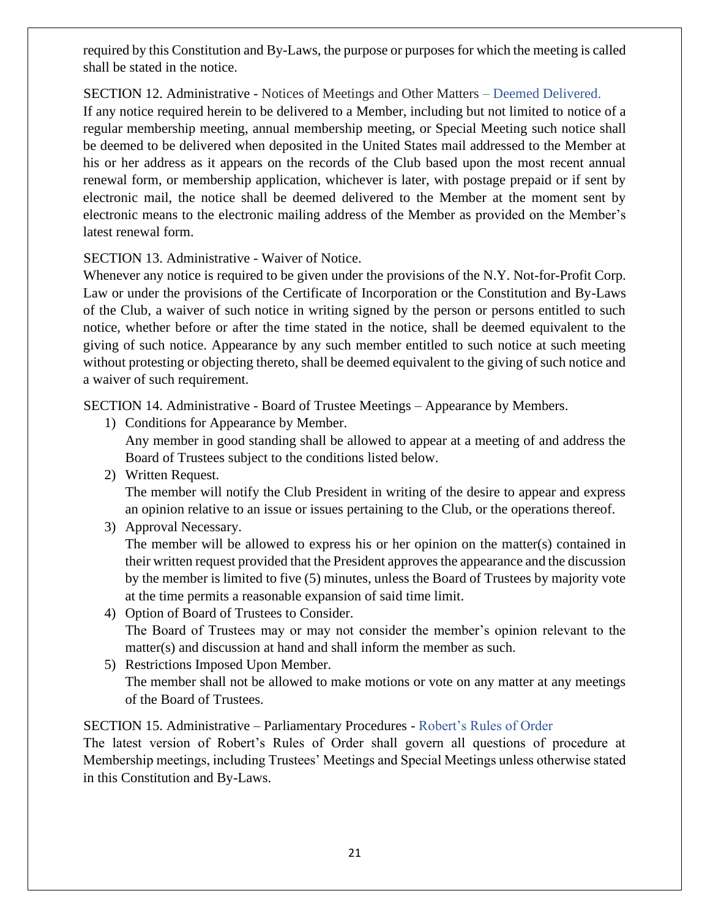required by this Constitution and By-Laws, the purpose or purposes for which the meeting is called shall be stated in the notice.

SECTION 12. Administrative - Notices of Meetings and Other Matters – Deemed Delivered.

If any notice required herein to be delivered to a Member, including but not limited to notice of a regular membership meeting, annual membership meeting, or Special Meeting such notice shall be deemed to be delivered when deposited in the United States mail addressed to the Member at his or her address as it appears on the records of the Club based upon the most recent annual renewal form, or membership application, whichever is later, with postage prepaid or if sent by electronic mail, the notice shall be deemed delivered to the Member at the moment sent by electronic means to the electronic mailing address of the Member as provided on the Member's latest renewal form.

SECTION 13. Administrative - Waiver of Notice.

Whenever any notice is required to be given under the provisions of the N.Y. Not-for-Profit Corp. Law or under the provisions of the Certificate of Incorporation or the Constitution and By-Laws of the Club, a waiver of such notice in writing signed by the person or persons entitled to such notice, whether before or after the time stated in the notice, shall be deemed equivalent to the giving of such notice. Appearance by any such member entitled to such notice at such meeting without protesting or objecting thereto, shall be deemed equivalent to the giving of such notice and a waiver of such requirement.

SECTION 14. Administrative - Board of Trustee Meetings – Appearance by Members.

1) Conditions for Appearance by Member.
   Any member in good standing shall be allowed to appear at a meeting of and address the Board of Trustees subject to the conditions listed below.
2) Written Request.
   The member will notify the Club President in writing of the desire to appear and express an opinion relative to an issue or issues pertaining to the Club, or the operations thereof.
3) Approval Necessary.
   The member will be allowed to express his or her opinion on the matter(s) contained in their written request provided that the President approves the appearance and the discussion by the member is limited to five (5) minutes, unless the Board of Trustees by majority vote at the time permits a reasonable expansion of said time limit.
4) Option of Board of Trustees to Consider.
   The Board of Trustees may or may not consider the member's opinion relevant to the matter(s) and discussion at hand and shall inform the member as such.
5) Restrictions Imposed Upon Member.
   The member shall not be allowed to make motions or vote on any matter at any meetings of the Board of Trustees.

SECTION 15. Administrative – Parliamentary Procedures - Robert's Rules of Order

The latest version of Robert's Rules of Order shall govern all questions of procedure at Membership meetings, including Trustees' Meetings and Special Meetings unless otherwise stated in this Constitution and By-Laws.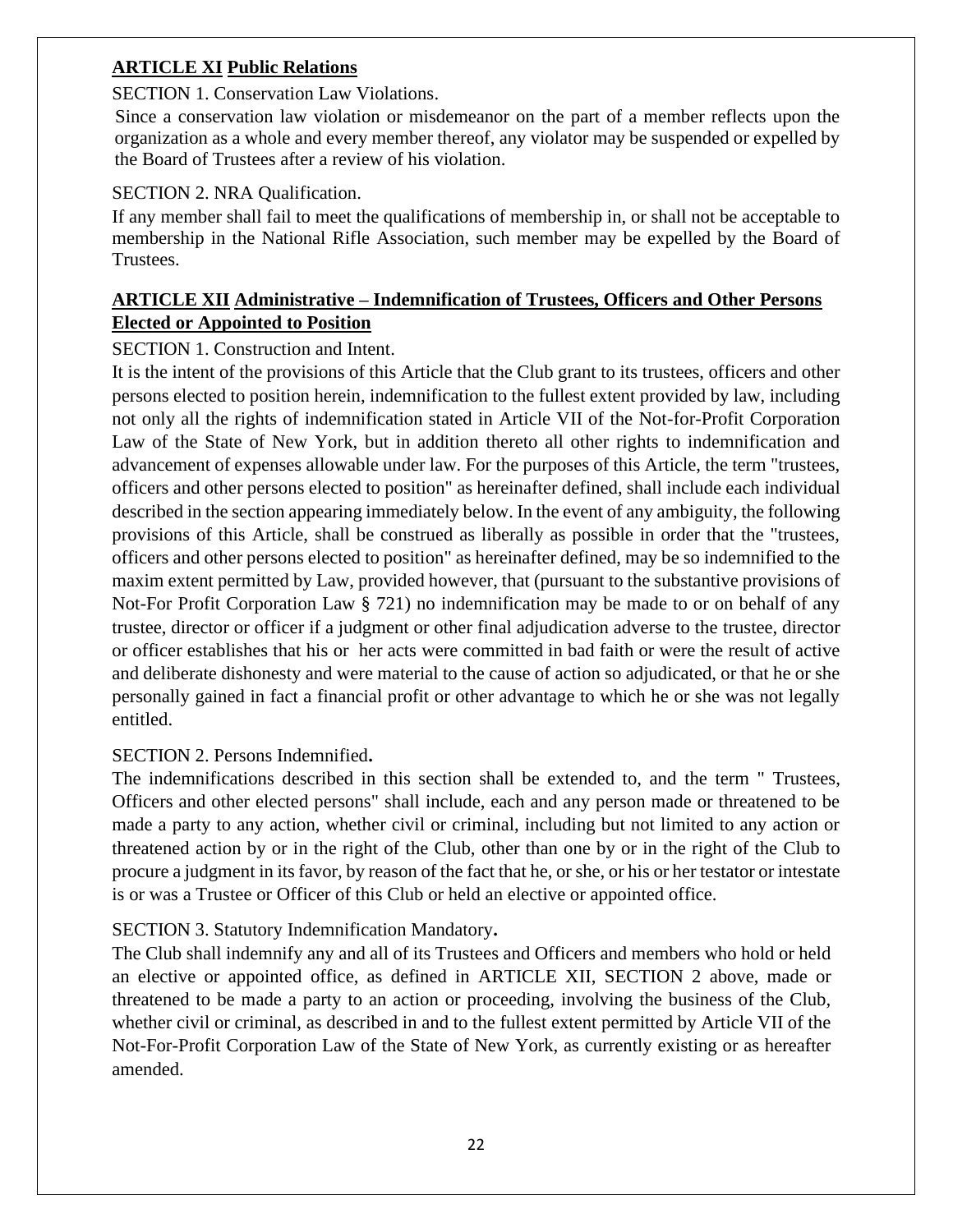## ARTICLE XI Public Relations

SECTION 1. Conservation Law Violations.

Since a conservation law violation or misdemeanor on the part of a member reflects upon the organization as a whole and every member thereof, any violator may be suspended or expelled by the Board of Trustees after a review of his violation.

SECTION 2. NRA Qualification.

If any member shall fail to meet the qualifications of membership in, or shall not be acceptable to membership in the National Rifle Association, such member may be expelled by the Board of Trustees.

## ARTICLE XII Administrative – Indemnification of Trustees, Officers and Other Persons Elected or Appointed to Position

SECTION 1. Construction and Intent.

It is the intent of the provisions of this Article that the Club grant to its trustees, officers and other persons elected to position herein, indemnification to the fullest extent provided by law, including not only all the rights of indemnification stated in Article VII of the Not-for-Profit Corporation Law of the State of New York, but in addition thereto all other rights to indemnification and advancement of expenses allowable under law. For the purposes of this Article, the term "trustees, officers and other persons elected to position" as hereinafter defined, shall include each individual described in the section appearing immediately below. In the event of any ambiguity, the following provisions of this Article, shall be construed as liberally as possible in order that the "trustees, officers and other persons elected to position" as hereinafter defined, may be so indemnified to the maxim extent permitted by Law, provided however, that (pursuant to the substantive provisions of Not-For Profit Corporation Law § 721) no indemnification may be made to or on behalf of any trustee, director or officer if a judgment or other final adjudication adverse to the trustee, director or officer establishes that his or her acts were committed in bad faith or were the result of active and deliberate dishonesty and were material to the cause of action so adjudicated, or that he or she personally gained in fact a financial profit or other advantage to which he or she was not legally entitled.

SECTION 2. Persons Indemnified**.**

The indemnifications described in this section shall be extended to, and the term " Trustees, Officers and other elected persons" shall include, each and any person made or threatened to be made a party to any action, whether civil or criminal, including but not limited to any action or threatened action by or in the right of the Club, other than one by or in the right of the Club to procure a judgment in its favor, by reason of the fact that he, or she, or his or her testator or intestate is or was a Trustee or Officer of this Club or held an elective or appointed office.

SECTION 3. Statutory Indemnification Mandatory**.**

The Club shall indemnify any and all of its Trustees and Officers and members who hold or held an elective or appointed office, as defined in ARTICLE XII, SECTION 2 above, made or threatened to be made a party to an action or proceeding, involving the business of the Club, whether civil or criminal, as described in and to the fullest extent permitted by Article VII of the Not-For-Profit Corporation Law of the State of New York, as currently existing or as hereafter amended.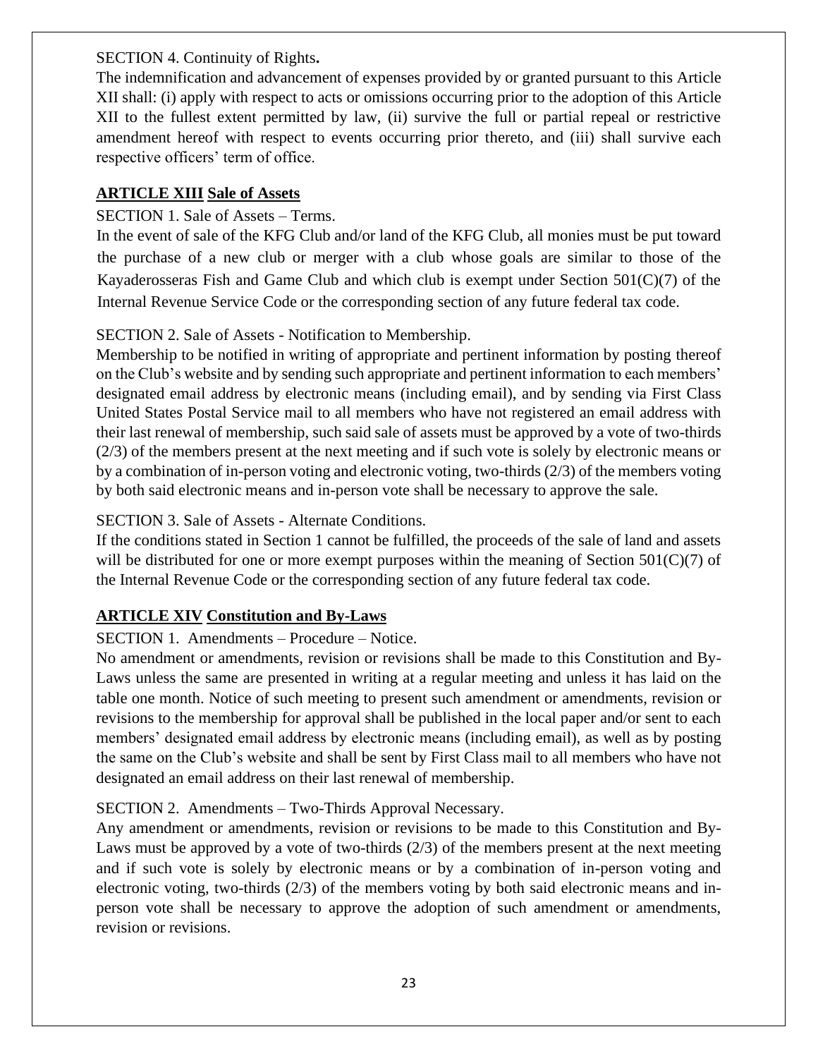SECTION 4. Continuity of Rights**.**

The indemnification and advancement of expenses provided by or granted pursuant to this Article XII shall: (i) apply with respect to acts or omissions occurring prior to the adoption of this Article XII to the fullest extent permitted by law, (ii) survive the full or partial repeal or restrictive amendment hereof with respect to events occurring prior thereto, and (iii) shall survive each respective officers' term of office.

## **ARTICLE XIII Sale of Assets**

SECTION 1. Sale of Assets – Terms.

In the event of sale of the KFG Club and/or land of the KFG Club, all monies must be put toward the purchase of a new club or merger with a club whose goals are similar to those of the Kayaderosseras Fish and Game Club and which club is exempt under Section 501(C)(7) of the Internal Revenue Service Code or the corresponding section of any future federal tax code.

SECTION 2. Sale of Assets - Notification to Membership.

Membership to be notified in writing of appropriate and pertinent information by posting thereof on the Club's website and by sending such appropriate and pertinent information to each members' designated email address by electronic means (including email), and by sending via First Class United States Postal Service mail to all members who have not registered an email address with their last renewal of membership, such said sale of assets must be approved by a vote of two-thirds (2/3) of the members present at the next meeting and if such vote is solely by electronic means or by a combination of in-person voting and electronic voting, two-thirds (2/3) of the members voting by both said electronic means and in-person vote shall be necessary to approve the sale.

SECTION 3. Sale of Assets - Alternate Conditions.

If the conditions stated in Section 1 cannot be fulfilled, the proceeds of the sale of land and assets will be distributed for one or more exempt purposes within the meaning of Section 501(C)(7) of the Internal Revenue Code or the corresponding section of any future federal tax code.

## **ARTICLE XIV Constitution and By-Laws**

SECTION 1. Amendments – Procedure – Notice.

No amendment or amendments, revision or revisions shall be made to this Constitution and By-Laws unless the same are presented in writing at a regular meeting and unless it has laid on the table one month. Notice of such meeting to present such amendment or amendments, revision or revisions to the membership for approval shall be published in the local paper and/or sent to each members' designated email address by electronic means (including email), as well as by posting the same on the Club's website and shall be sent by First Class mail to all members who have not designated an email address on their last renewal of membership.

SECTION 2. Amendments – Two-Thirds Approval Necessary.

Any amendment or amendments, revision or revisions to be made to this Constitution and By-Laws must be approved by a vote of two-thirds (2/3) of the members present at the next meeting and if such vote is solely by electronic means or by a combination of in-person voting and electronic voting, two-thirds (2/3) of the members voting by both said electronic means and in-person vote shall be necessary to approve the adoption of such amendment or amendments, revision or revisions.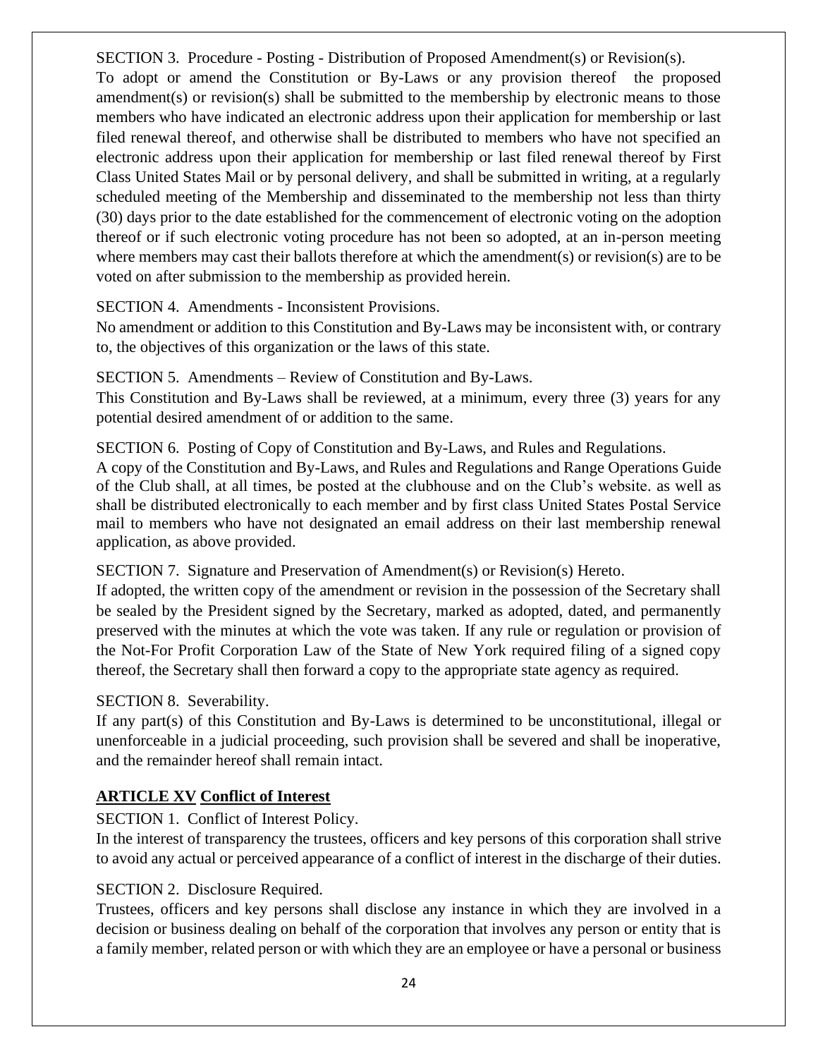SECTION 3. Procedure - Posting - Distribution of Proposed Amendment(s) or Revision(s).

To adopt or amend the Constitution or By-Laws or any provision thereof the proposed amendment(s) or revision(s) shall be submitted to the membership by electronic means to those members who have indicated an electronic address upon their application for membership or last filed renewal thereof, and otherwise shall be distributed to members who have not specified an electronic address upon their application for membership or last filed renewal thereof by First Class United States Mail or by personal delivery, and shall be submitted in writing, at a regularly scheduled meeting of the Membership and disseminated to the membership not less than thirty (30) days prior to the date established for the commencement of electronic voting on the adoption thereof or if such electronic voting procedure has not been so adopted, at an in-person meeting where members may cast their ballots therefore at which the amendment(s) or revision(s) are to be voted on after submission to the membership as provided herein.

SECTION 4. Amendments - Inconsistent Provisions.

No amendment or addition to this Constitution and By-Laws may be inconsistent with, or contrary to, the objectives of this organization or the laws of this state.

SECTION 5. Amendments – Review of Constitution and By-Laws.

This Constitution and By-Laws shall be reviewed, at a minimum, every three (3) years for any potential desired amendment of or addition to the same.

SECTION 6. Posting of Copy of Constitution and By-Laws, and Rules and Regulations.

A copy of the Constitution and By-Laws, and Rules and Regulations and Range Operations Guide of the Club shall, at all times, be posted at the clubhouse and on the Club's website. as well as shall be distributed electronically to each member and by first class United States Postal Service mail to members who have not designated an email address on their last membership renewal application, as above provided.

SECTION 7. Signature and Preservation of Amendment(s) or Revision(s) Hereto.

If adopted, the written copy of the amendment or revision in the possession of the Secretary shall be sealed by the President signed by the Secretary, marked as adopted, dated, and permanently preserved with the minutes at which the vote was taken. If any rule or regulation or provision of the Not-For Profit Corporation Law of the State of New York required filing of a signed copy thereof, the Secretary shall then forward a copy to the appropriate state agency as required.

SECTION 8. Severability.

If any part(s) of this Constitution and By-Laws is determined to be unconstitutional, illegal or unenforceable in a judicial proceeding, such provision shall be severed and shall be inoperative, and the remainder hereof shall remain intact.

## ARTICLE XV Conflict of Interest

SECTION 1. Conflict of Interest Policy.

In the interest of transparency the trustees, officers and key persons of this corporation shall strive to avoid any actual or perceived appearance of a conflict of interest in the discharge of their duties.

SECTION 2. Disclosure Required.

Trustees, officers and key persons shall disclose any instance in which they are involved in a decision or business dealing on behalf of the corporation that involves any person or entity that is a family member, related person or with which they are an employee or have a personal or business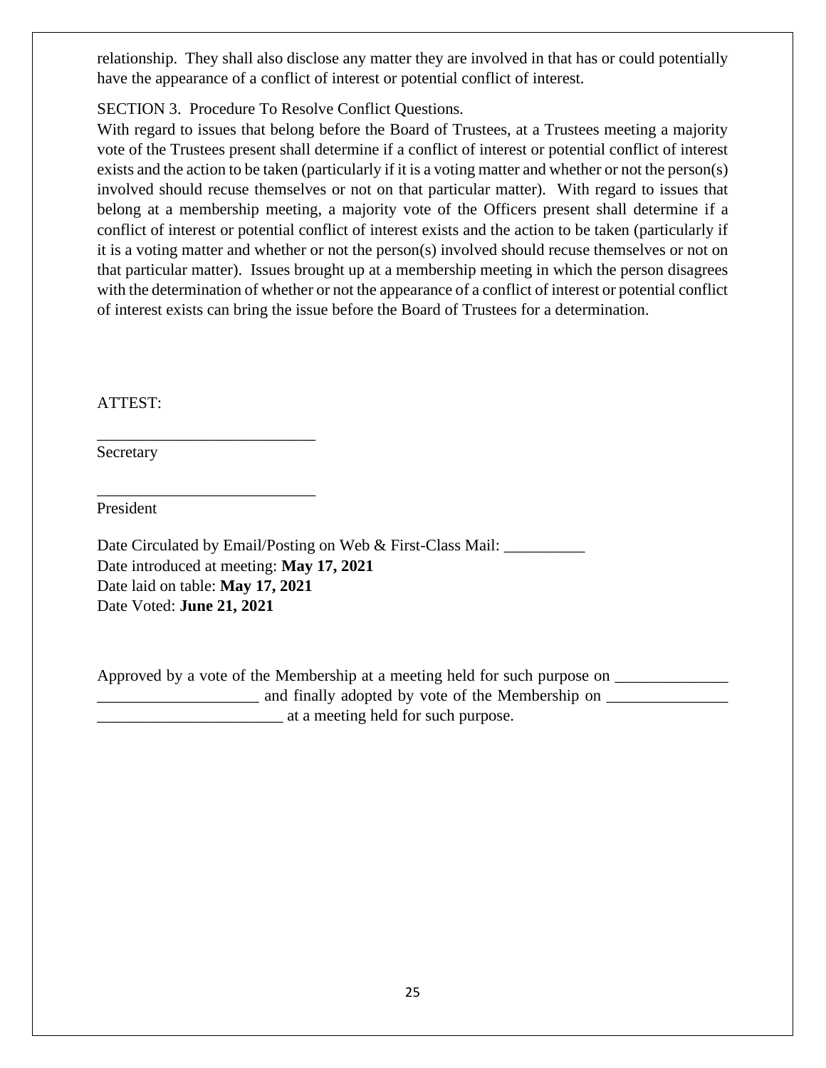relationship. They shall also disclose any matter they are involved in that has or could potentially have the appearance of a conflict of interest or potential conflict of interest.

SECTION 3. Procedure To Resolve Conflict Questions.

With regard to issues that belong before the Board of Trustees, at a Trustees meeting a majority vote of the Trustees present shall determine if a conflict of interest or potential conflict of interest exists and the action to be taken (particularly if it is a voting matter and whether or not the person(s) involved should recuse themselves or not on that particular matter). With regard to issues that belong at a membership meeting, a majority vote of the Officers present shall determine if a conflict of interest or potential conflict of interest exists and the action to be taken (particularly if it is a voting matter and whether or not the person(s) involved should recuse themselves or not on that particular matter). Issues brought up at a membership meeting in which the person disagrees with the determination of whether or not the appearance of a conflict of interest or potential conflict of interest exists can bring the issue before the Board of Trustees for a determination.

ATTEST:

___________________________
Secretary

___________________________
President

Date Circulated by Email/Posting on Web & First-Class Mail: __________
Date introduced at meeting: **May 17, 2021**
Date laid on table: **May 17, 2021**
Date Voted: **June 21, 2021**

Approved by a vote of the Membership at a meeting held for such purpose on ______________ ____________________ and finally adopted by vote of the Membership on _______________ _______________________ at a meeting held for such purpose.